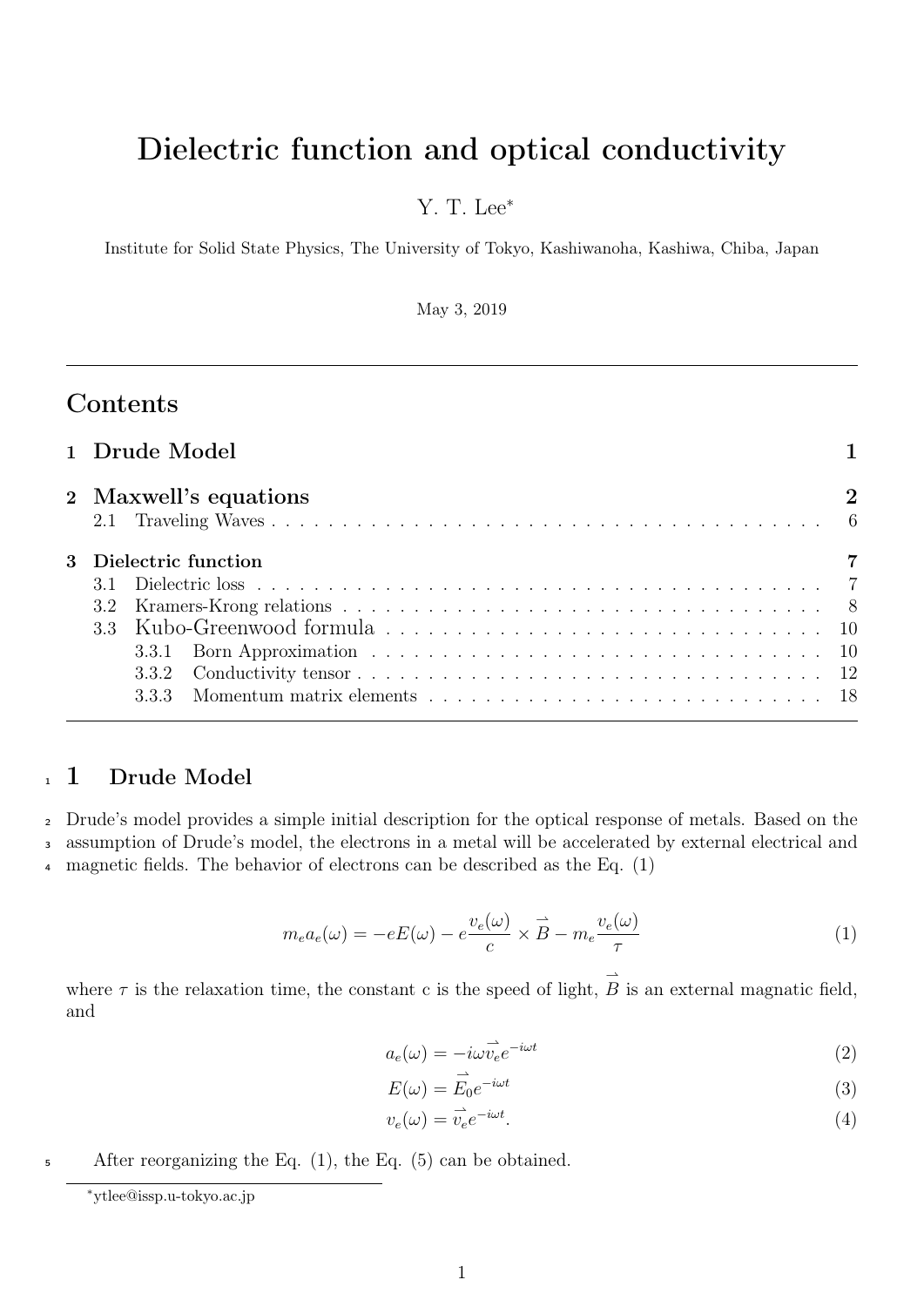# Dielectric function and optical conductivity

Y. T. Lee*

Institute for Solid State Physics, The University of Tokyo, Kashiwanoha, Kashiwa, Chiba, Japan

May 3, 2019

## Contents

- 1 Drude Model — 1
- 2 Maxwell's equations — 2
  - 2.1 Traveling Waves — 6
- 3 Dielectric function — 7
  - 3.1 Dielectric loss — 7
  - 3.2 Kramers-Krong relations — 8
  - 3.3 Kubo-Greenwood formula — 10
    - 3.3.1 Born Approximation — 10
    - 3.3.2 Conductivity tensor — 12
    - 3.3.3 Momentum matrix elements — 18

## 1 Drude Model

Drude's model provides a simple initial description for the optical response of metals. Based on the assumption of Drude's model, the electrons in a metal will be accelerated by external electrical and magnetic fields. The behavior of electrons can be described as the Eq. (1)

$$m_e a_e(\omega) = -eE(\omega) - e\frac{v_e(\omega)}{c} \times \vec{B} - m_e \frac{v_e(\omega)}{\tau} \tag{1}$$

where $\tau$ is the relaxation time, the constant c is the speed of light, $\vec{B}$ is an external magnatic field, and

$$a_e(\omega) = -i\omega \vec{v}_e e^{-i\omega t} \tag{2}$$

$$E(\omega) = \vec{E}_0 e^{-i\omega t} \tag{3}$$

$$v_e(\omega) = \vec{v}_e e^{-i\omega t}. \tag{4}$$

After reorganizing the Eq. (1), the Eq. (5) can be obtained.

*ytlee@issp.u-tokyo.ac.jp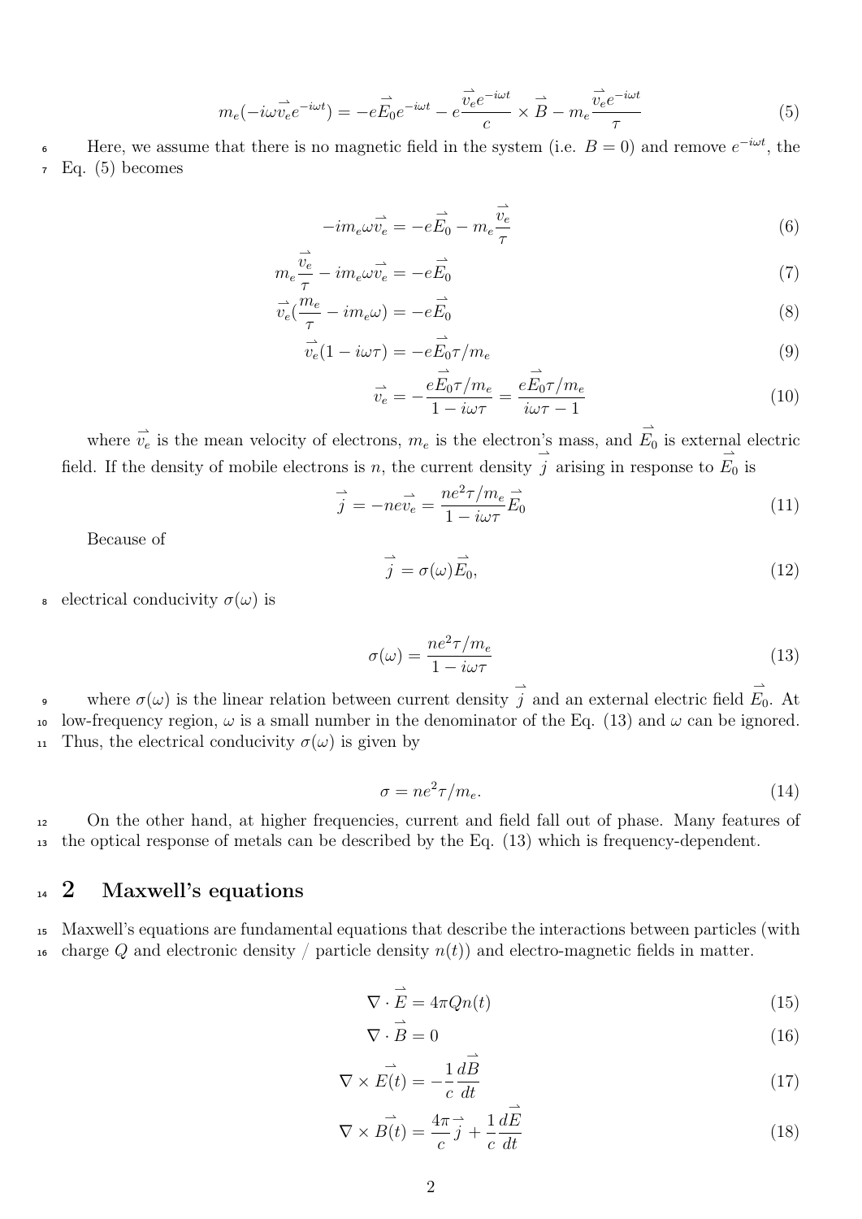$$m_e(-i\omega\vec{v_e}e^{-i\omega t}) = -e\vec{E_0}e^{-i\omega t} - e\frac{\vec{v_e}e^{-i\omega t}}{c} \times \vec{B} - m_e\frac{\vec{v_e}e^{-i\omega t}}{\tau} \tag{5}$$

Here, we assume that there is no magnetic field in the system (i.e. $B = 0$) and remove $e^{-i\omega t}$, the Eq. (5) becomes

$$-im_e\omega\vec{v_e} = -e\vec{E_0} - m_e\frac{\vec{v_e}}{\tau} \tag{6}$$

$$m_e\frac{\vec{v_e}}{\tau} - im_e\omega\vec{v_e} = -e\vec{E_0} \tag{7}$$

$$\vec{v_e}(\frac{m_e}{\tau} - im_e\omega) = -e\vec{E_0} \tag{8}$$

$$\vec{v_e}(1 - i\omega\tau) = -e\vec{E_0}\tau/m_e \tag{9}$$

$$\vec{v_e} = -\frac{e\vec{E_0}\tau/m_e}{1 - i\omega\tau} = \frac{e\vec{E_0}\tau/m_e}{i\omega\tau - 1} \tag{10}$$

where $\vec{v_e}$ is the mean velocity of electrons, $m_e$ is the electron's mass, and $\vec{E_0}$ is external electric field. If the density of mobile electrons is $n$, the current density $\vec{j}$ arising in response to $\vec{E_0}$ is

$$\vec{j} = -ne\vec{v_e} = \frac{ne^2\tau/m_e}{1 - i\omega\tau}\vec{E_0} \tag{11}$$

Because of

$$\vec{j} = \sigma(\omega)\vec{E_0}, \tag{12}$$

electrical conducivity $\sigma(\omega)$ is

$$\sigma(\omega) = \frac{ne^2\tau/m_e}{1 - i\omega\tau} \tag{13}$$

where $\sigma(\omega)$ is the linear relation between current density $\vec{j}$ and an external electric field $\vec{E_0}$. At low-frequency region, $\omega$ is a small number in the denominator of the Eq. (13) and $\omega$ can be ignored. Thus, the electrical conducivity $\sigma(\omega)$ is given by

$$\sigma = ne^2\tau/m_e. \tag{14}$$

On the other hand, at higher frequencies, current and field fall out of phase. Many features of the optical response of metals can be described by the Eq. (13) which is frequency-dependent.

## 2 Maxwell's equations

Maxwell's equations are fundamental equations that describe the interactions between particles (with charge $Q$ and electronic density / particle density $n(t)$) and electro-magnetic fields in matter.

$$\nabla \cdot \vec{E} = 4\pi Q n(t) \tag{15}$$

$$\nabla \cdot \vec{B} = 0 \tag{16}$$

$$\nabla \times \vec{E(t)} = -\frac{1}{c}\frac{d\vec{B}}{dt} \tag{17}$$

$$\nabla \times \vec{B(t)} = \frac{4\pi}{c}\vec{j} + \frac{1}{c}\frac{d\vec{E}}{dt} \tag{18}$$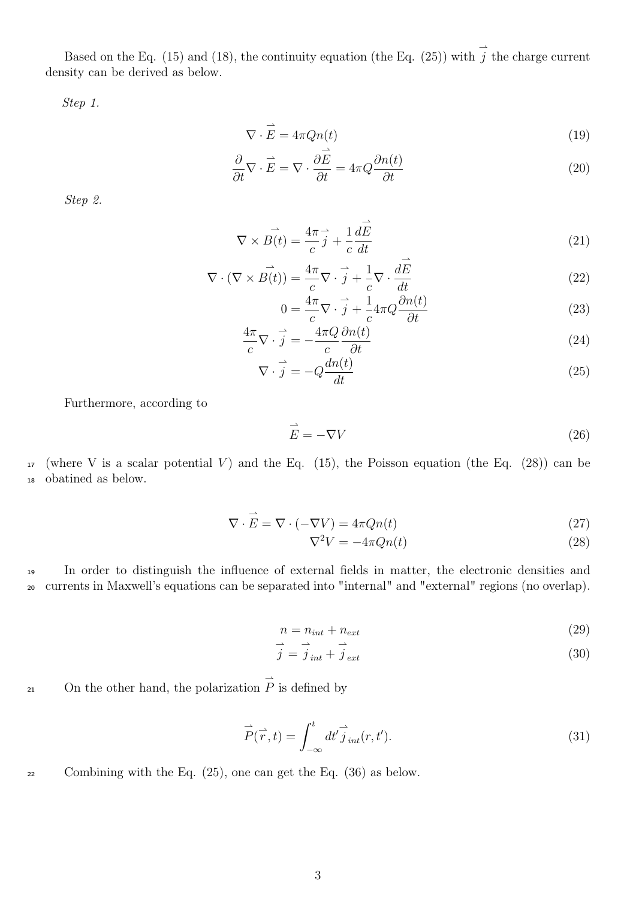Based on the Eq. (15) and (18), the continuity equation (the Eq. (25)) with $\vec{j}$ the charge current density can be derived as below.

*Step 1.*

$$\nabla \cdot \vec{E} = 4\pi Q n(t) \tag{19}$$

$$\frac{\partial}{\partial t} \nabla \cdot \vec{E} = \nabla \cdot \frac{\partial \vec{E}}{\partial t} = 4\pi Q \frac{\partial n(t)}{\partial t} \tag{20}$$

*Step 2.*

$$\nabla \times \vec{B(t)} = \frac{4\pi}{c} \vec{j} + \frac{1}{c} \frac{d\vec{E}}{dt} \tag{21}$$

$$\nabla \cdot (\nabla \times \vec{B(t)}) = \frac{4\pi}{c} \nabla \cdot \vec{j} + \frac{1}{c} \nabla \cdot \frac{d\vec{E}}{dt} \tag{22}$$

$$0 = \frac{4\pi}{c} \nabla \cdot \vec{j} + \frac{1}{c} 4\pi Q \frac{\partial n(t)}{\partial t} \tag{23}$$

$$\frac{4\pi}{c} \nabla \cdot \vec{j} = -\frac{4\pi Q}{c} \frac{\partial n(t)}{\partial t} \tag{24}$$

$$\nabla \cdot \vec{j} = -Q \frac{dn(t)}{dt} \tag{25}$$

Furthermore, according to

$$\vec{E} = -\nabla V \tag{26}$$

(where V is a scalar potential $V$) and the Eq. (15), the Poisson equation (the Eq. (28)) can be obatined as below.

$$\nabla \cdot \vec{E} = \nabla \cdot (-\nabla V) = 4\pi Q n(t) \tag{27}$$

$$\nabla^2 V = -4\pi Q n(t) \tag{28}$$

In order to distinguish the influence of external fields in matter, the electronic densities and currents in Maxwell's equations can be separated into "internal" and "external" regions (no overlap).

$$n = n_{int} + n_{ext} \tag{29}$$

$$\vec{j} = \vec{j}_{int} + \vec{j}_{ext} \tag{30}$$

On the other hand, the polarization $\vec{P}$ is defined by

$$\vec{P}(\vec{r}, t) = \int_{-\infty}^{t} dt' \vec{j}_{int}(r, t'). \tag{31}$$

Combining with the Eq. (25), one can get the Eq. (36) as below.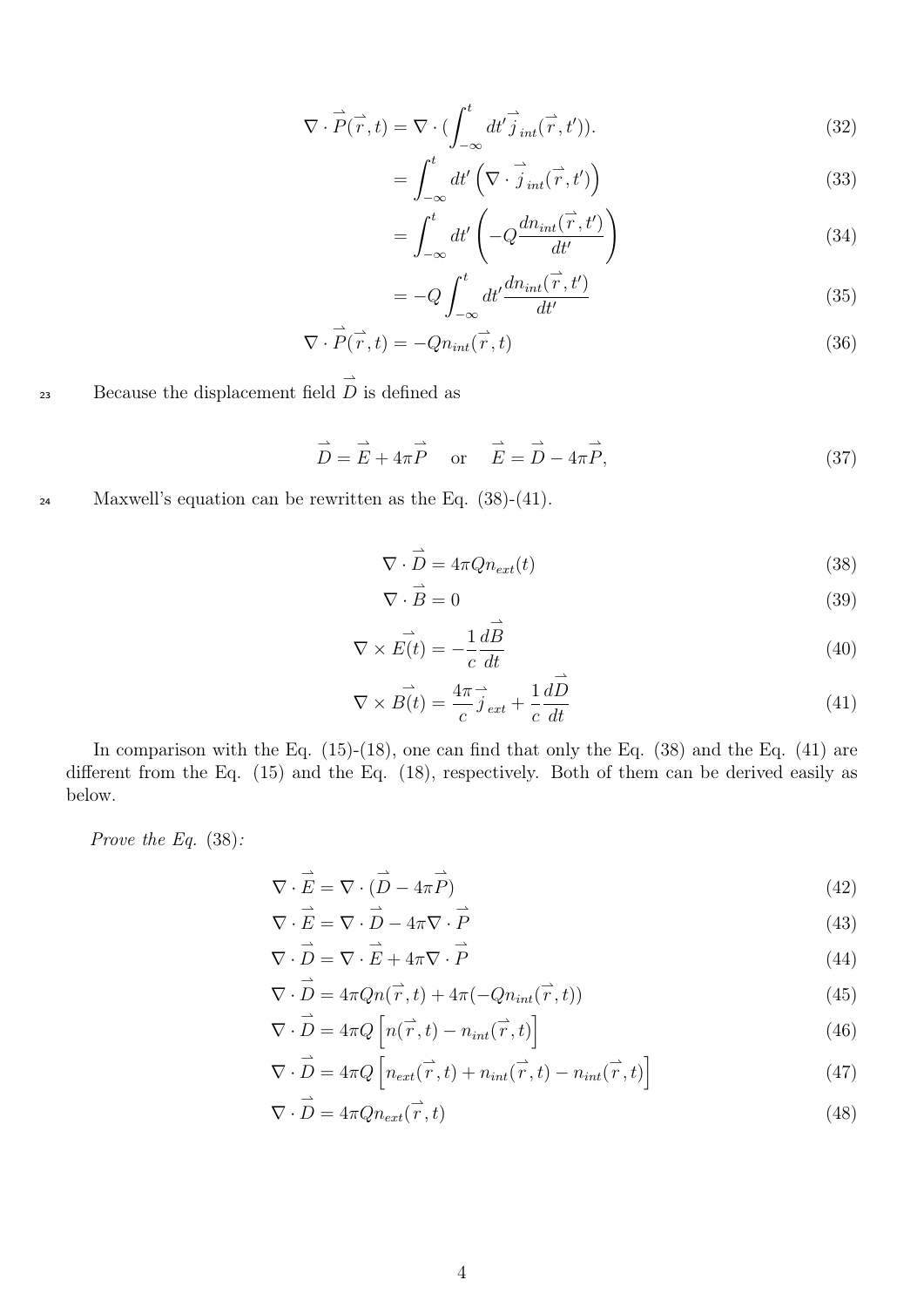$$\nabla \cdot \vec{P}(\vec{r},t) = \nabla \cdot (\int_{-\infty}^{t} dt' \vec{j}_{int}(\vec{r},t')). \tag{32}$$

$$= \int_{-\infty}^{t} dt' \left( \nabla \cdot \vec{j}_{int}(\vec{r},t') \right) \tag{33}$$

$$= \int_{-\infty}^{t} dt' \left( -Q \frac{dn_{int}(\vec{r},t')}{dt'} \right) \tag{34}$$

$$= -Q \int_{-\infty}^{t} dt' \frac{dn_{int}(\vec{r},t')}{dt'} \tag{35}$$

$$\nabla \cdot \vec{P}(\vec{r},t) = -Q n_{int}(\vec{r},t) \tag{36}$$

Because the displacement field $\vec{D}$ is defined as

$$\vec{D} = \vec{E} + 4\pi \vec{P} \quad \text{or} \quad \vec{E} = \vec{D} - 4\pi \vec{P}, \tag{37}$$

Maxwell's equation can be rewritten as the Eq. (38)-(41).

$$\nabla \cdot \vec{D} = 4\pi Q n_{ext}(t) \tag{38}$$

$$\nabla \cdot \vec{B} = 0 \tag{39}$$

$$\nabla \times \vec{E}(t) = -\frac{1}{c}\frac{d\vec{B}}{dt} \tag{40}$$

$$\nabla \times \vec{B}(t) = \frac{4\pi}{c}\vec{j}_{ext} + \frac{1}{c}\frac{d\vec{D}}{dt} \tag{41}$$

In comparison with the Eq. (15)-(18), one can find that only the Eq. (38) and the Eq. (41) are different from the Eq. (15) and the Eq. (18), respectively. Both of them can be derived easily as below.

*Prove the Eq.* (38)*:*

$$\nabla \cdot \vec{E} = \nabla \cdot (\vec{D} - 4\pi \vec{P}) \tag{42}$$

$$\nabla \cdot \vec{E} = \nabla \cdot \vec{D} - 4\pi \nabla \cdot \vec{P} \tag{43}$$

$$\nabla \cdot \vec{D} = \nabla \cdot \vec{E} + 4\pi \nabla \cdot \vec{P} \tag{44}$$

$$\nabla \cdot \vec{D} = 4\pi Q n(\vec{r},t) + 4\pi(-Q n_{int}(\vec{r},t)) \tag{45}$$

$$\nabla \cdot \vec{D} = 4\pi Q \left[ n(\vec{r},t) - n_{int}(\vec{r},t) \right] \tag{46}$$

$$\nabla \cdot \vec{D} = 4\pi Q \left[ n_{ext}(\vec{r},t) + n_{int}(\vec{r},t) - n_{int}(\vec{r},t) \right] \tag{47}$$

$$\nabla \cdot \vec{D} = 4\pi Q n_{ext}(\vec{r},t) \tag{48}$$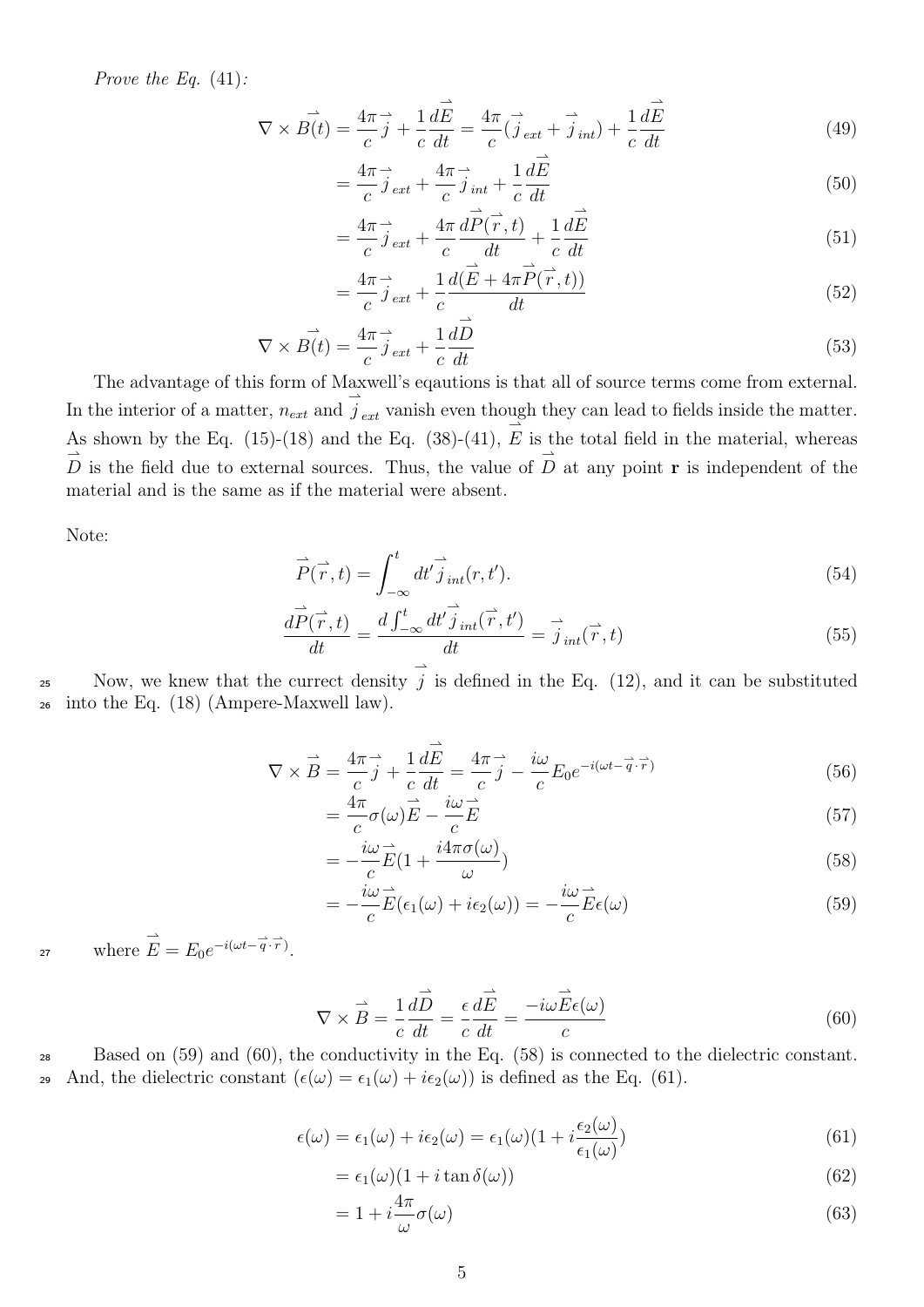*Prove the Eq. (41):*

$$\nabla \times \vec{B(t)} = \frac{4\pi}{c}\vec{j} + \frac{1}{c}\frac{d\vec{E}}{dt} = \frac{4\pi}{c}(\vec{j}_{ext} + \vec{j}_{int}) + \frac{1}{c}\frac{d\vec{E}}{dt} \tag{49}$$

$$= \frac{4\pi}{c}\vec{j}_{ext} + \frac{4\pi}{c}\vec{j}_{int} + \frac{1}{c}\frac{d\vec{E}}{dt} \tag{50}$$

$$= \frac{4\pi}{c}\vec{j}_{ext} + \frac{4\pi}{c}\frac{d\vec{P}(\vec{r},t)}{dt} + \frac{1}{c}\frac{d\vec{E}}{dt} \tag{51}$$

$$= \frac{4\pi}{c}\vec{j}_{ext} + \frac{1}{c}\frac{d(\vec{E} + 4\pi\vec{P}(\vec{r},t))}{dt} \tag{52}$$

$$\nabla \times \vec{B(t)} = \frac{4\pi}{c}\vec{j}_{ext} + \frac{1}{c}\frac{d\vec{D}}{dt} \tag{53}$$

The advantage of this form of Maxwell's eqautions is that all of source terms come from external. In the interior of a matter, $n_{ext}$ and $\vec{j}_{ext}$ vanish even though they can lead to fields inside the matter. As shown by the Eq. (15)-(18) and the Eq. (38)-(41), $\vec{E}$ is the total field in the material, whereas $\vec{D}$ is the field due to external sources. Thus, the value of $\vec{D}$ at any point **r** is independent of the material and is the same as if the material were absent.

Note:

$$\vec{P}(\vec{r},t) = \int_{-\infty}^{t} dt' \vec{j}_{int}(r,t'). \tag{54}$$

$$\frac{d\vec{P}(\vec{r},t)}{dt} = \frac{d\int_{-\infty}^{t} dt' \vec{j}_{int}(\vec{r},t')}{dt} = \vec{j}_{int}(\vec{r},t) \tag{55}$$

Now, we knew that the currect density $\vec{j}$ is defined in the Eq. (12), and it can be substituted into the Eq. (18) (Ampere-Maxwell law).

$$\nabla \times \vec{B} = \frac{4\pi}{c}\vec{j} + \frac{1}{c}\frac{d\vec{E}}{dt} = \frac{4\pi}{c}\vec{j} - \frac{i\omega}{c}E_0 e^{-i(\omega t - \vec{q}\cdot\vec{r})} \tag{56}$$

$$= \frac{4\pi}{c}\sigma(\omega)\vec{E} - \frac{i\omega}{c}\vec{E} \tag{57}$$

$$= -\frac{i\omega}{c}\vec{E}\left(1 + \frac{i4\pi\sigma(\omega)}{\omega}\right) \tag{58}$$

$$= -\frac{i\omega}{c}\vec{E}(\epsilon_1(\omega) + i\epsilon_2(\omega)) = -\frac{i\omega}{c}\vec{E}\epsilon(\omega) \tag{59}$$

where $\vec{E} = E_0 e^{-i(\omega t - \vec{q}\cdot\vec{r})}$.

$$\nabla \times \vec{B} = \frac{1}{c}\frac{d\vec{D}}{dt} = \frac{\epsilon}{c}\frac{d\vec{E}}{dt} = \frac{-i\omega\vec{E}\epsilon(\omega)}{c} \tag{60}$$

Based on (59) and (60), the conductivity in the Eq. (58) is connected to the dielectric constant. And, the dielectric constant ($\epsilon(\omega) = \epsilon_1(\omega) + i\epsilon_2(\omega)$) is defined as the Eq. (61).

$$\epsilon(\omega) = \epsilon_1(\omega) + i\epsilon_2(\omega) = \epsilon_1(\omega)\left(1 + i\frac{\epsilon_2(\omega)}{\epsilon_1(\omega)}\right) \tag{61}$$

$$= \epsilon_1(\omega)(1 + i\tan\delta(\omega)) \tag{62}$$

$$= 1 + i\frac{4\pi}{\omega}\sigma(\omega) \tag{63}$$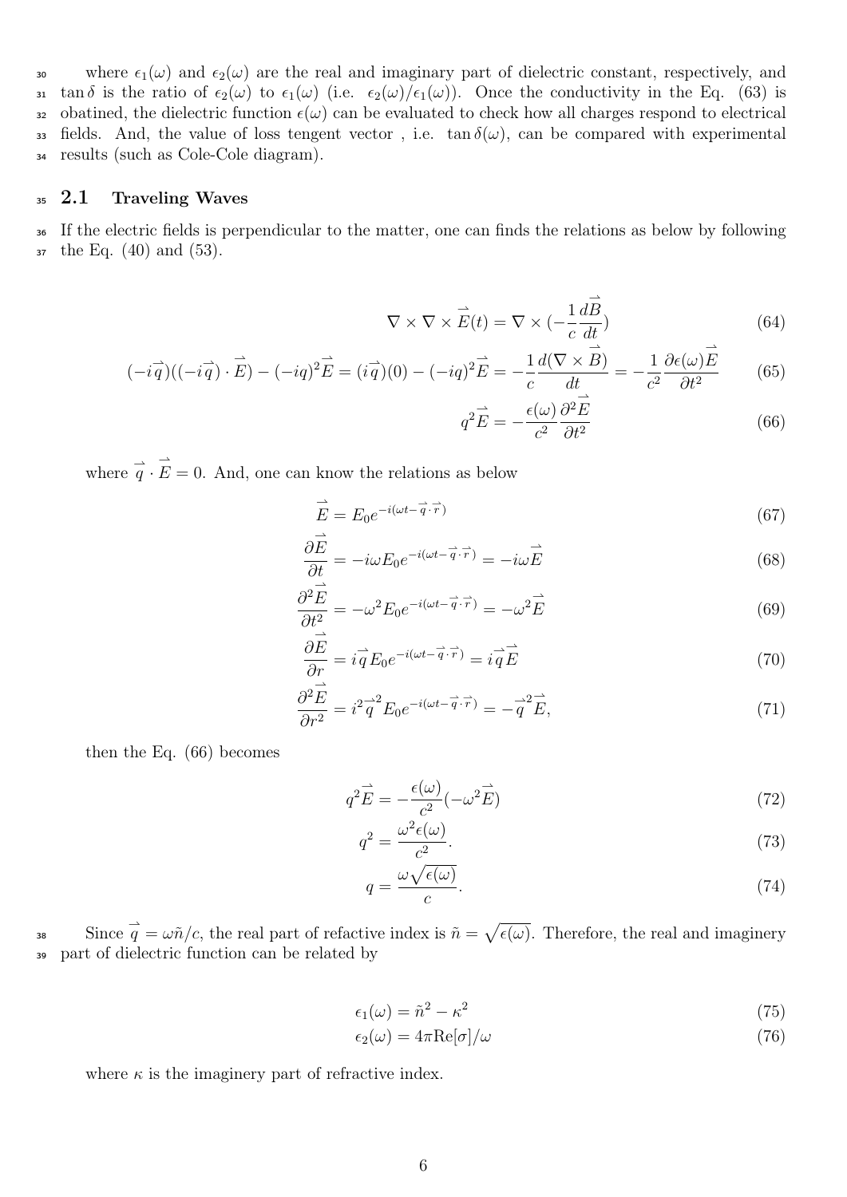where $\epsilon_1(\omega)$ and $\epsilon_2(\omega)$ are the real and imaginary part of dielectric constant, respectively, and $\tan\delta$ is the ratio of $\epsilon_2(\omega)$ to $\epsilon_1(\omega)$ (i.e. $\epsilon_2(\omega)/\epsilon_1(\omega)$). Once the conductivity in the Eq. (63) is obatined, the dielectric function $\epsilon(\omega)$ can be evaluated to check how all charges respond to electrical fields. And, the value of loss tengent vector , i.e. $\tan\delta(\omega)$, can be compared with experimental results (such as Cole-Cole diagram).

## 2.1 Traveling Waves

If the electric fields is perpendicular to the matter, one can finds the relations as below by following the Eq. (40) and (53).

$$\nabla \times \nabla \times \vec{E}(t) = \nabla \times \left(-\frac{1}{c}\frac{d\vec{B}}{dt}\right) \tag{64}$$

$$(-i\vec{q})((-i\vec{q})\cdot\vec{E}) - (-iq)^2\vec{E} = (i\vec{q})(0) - (-iq)^2\vec{E} = -\frac{1}{c}\frac{d(\nabla\times\vec{B})}{dt} = -\frac{1}{c^2}\frac{\partial\epsilon(\omega)\vec{E}}{\partial t^2} \tag{65}$$

$$q^2\vec{E} = -\frac{\epsilon(\omega)}{c^2}\frac{\partial^2\vec{E}}{\partial t^2} \tag{66}$$

where $\vec{q}\cdot\vec{E} = 0$. And, one can know the relations as below

$$\vec{E} = E_0 e^{-i(\omega t - \vec{q}\cdot\vec{r})} \tag{67}$$

$$\frac{\partial\vec{E}}{\partial t} = -i\omega E_0 e^{-i(\omega t - \vec{q}\cdot\vec{r})} = -i\omega\vec{E} \tag{68}$$

$$\frac{\partial^2\vec{E}}{\partial t^2} = -\omega^2 E_0 e^{-i(\omega t - \vec{q}\cdot\vec{r})} = -\omega^2\vec{E} \tag{69}$$

$$\frac{\partial\vec{E}}{\partial r} = i\vec{q}E_0 e^{-i(\omega t - \vec{q}\cdot\vec{r})} = i\vec{q}\vec{E} \tag{70}$$

$$\frac{\partial^2\vec{E}}{\partial r^2} = i^2\vec{q}^2 E_0 e^{-i(\omega t - \vec{q}\cdot\vec{r})} = -\vec{q}^2\vec{E}, \tag{71}$$

then the Eq. (66) becomes

$$q^2\vec{E} = -\frac{\epsilon(\omega)}{c^2}(-\omega^2\vec{E}) \tag{72}$$

$$q^2 = \frac{\omega^2\epsilon(\omega)}{c^2}. \tag{73}$$

$$q = \frac{\omega\sqrt{\epsilon(\omega)}}{c}. \tag{74}$$

Since $\vec{q} = \omega\tilde{n}/c$, the real part of refractive index is $\tilde{n} = \sqrt{\epsilon(\omega)}$. Therefore, the real and imaginery part of dielectric function can be related by

$$\epsilon_1(\omega) = \tilde{n}^2 - \kappa^2 \tag{75}$$

$$\epsilon_2(\omega) = 4\pi\mathrm{Re}[\sigma]/\omega \tag{76}$$

where $\kappa$ is the imaginery part of refractive index.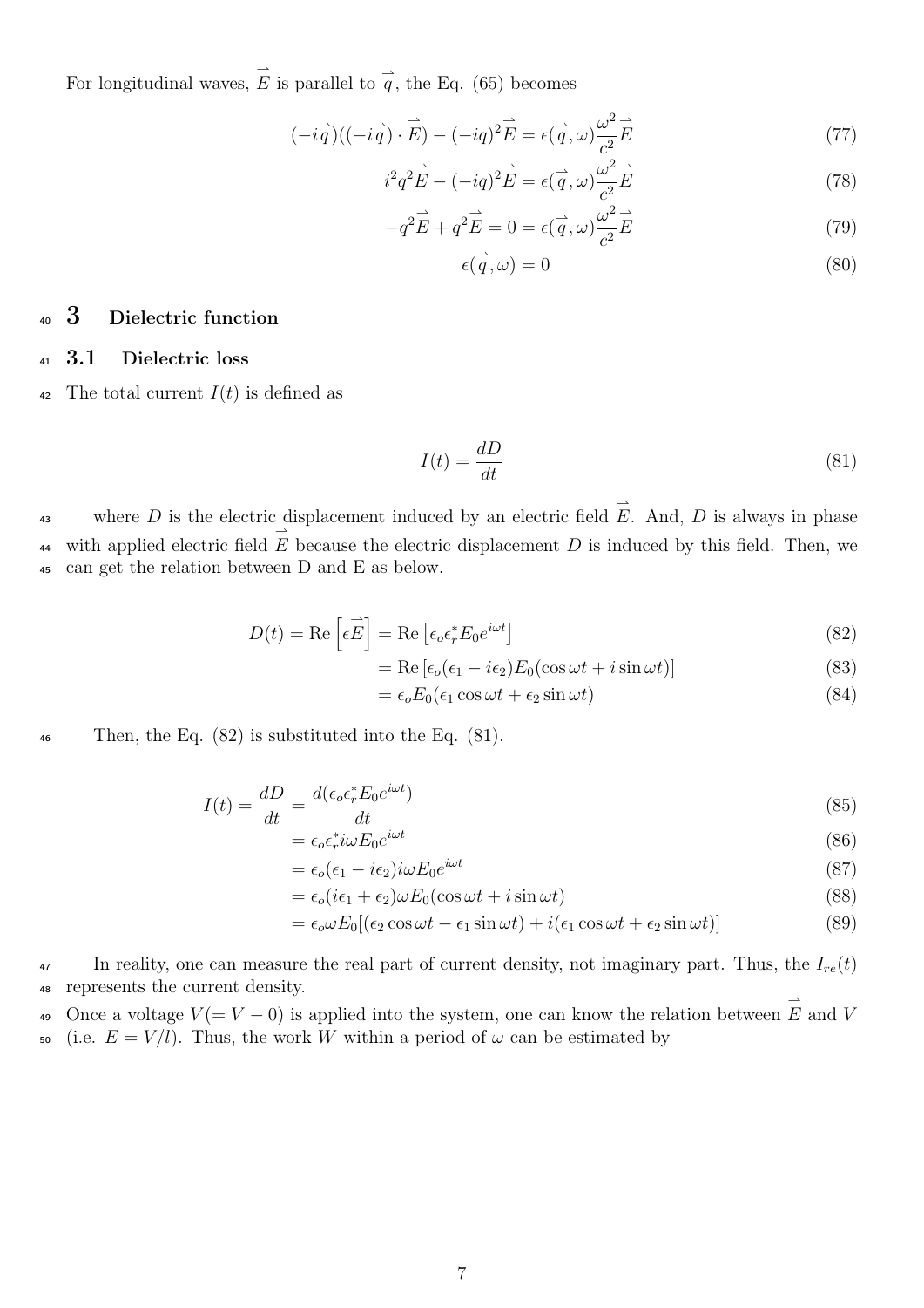For longitudinal waves, $\vec{E}$ is parallel to $\vec{q}$, the Eq. (65) becomes

$$(-i\vec{q})((-i\vec{q}) \cdot \vec{E}) - (-iq)^2\vec{E} = \epsilon(\vec{q}, \omega)\frac{\omega^2}{c^2}\vec{E} \tag{77}$$

$$i^2q^2\vec{E} - (-iq)^2\vec{E} = \epsilon(\vec{q}, \omega)\frac{\omega^2}{c^2}\vec{E} \tag{78}$$

$$-q^2\vec{E} + q^2\vec{E} = 0 = \epsilon(\vec{q}, \omega)\frac{\omega^2}{c^2}\vec{E} \tag{79}$$

$$\epsilon(\vec{q}, \omega) = 0 \tag{80}$$

# 3 Dielectric function

## 3.1 Dielectric loss

The total current $I(t)$ is defined as

$$I(t) = \frac{dD}{dt} \tag{81}$$

where $D$ is the electric displacement induced by an electric field $\vec{E}$. And, $D$ is always in phase with applied electric field $\vec{E}$ because the electric displacement $D$ is induced by this field. Then, we can get the relation between D and E as below.

$$D(t) = \text{Re}\left[\epsilon\vec{E}\right] = \text{Re}\left[\epsilon_o\epsilon_r^* E_0 e^{i\omega t}\right] \tag{82}$$

$$= \text{Re}\left[\epsilon_o(\epsilon_1 - i\epsilon_2)E_0(\cos\omega t + i\sin\omega t)\right] \tag{83}$$

$$= \epsilon_o E_0(\epsilon_1\cos\omega t + \epsilon_2\sin\omega t) \tag{84}$$

Then, the Eq. (82) is substituted into the Eq. (81).

$$I(t) = \frac{dD}{dt} = \frac{d(\epsilon_o\epsilon_r^* E_0 e^{i\omega t})}{dt} \tag{85}$$

$$= \epsilon_o\epsilon_r^* i\omega E_0 e^{i\omega t} \tag{86}$$

$$= \epsilon_o(\epsilon_1 - i\epsilon_2)i\omega E_0 e^{i\omega t} \tag{87}$$

$$= \epsilon_o(i\epsilon_1 + \epsilon_2)\omega E_0(\cos\omega t + i\sin\omega t) \tag{88}$$

$$= \epsilon_o\omega E_0[(\epsilon_2\cos\omega t - \epsilon_1\sin\omega t) + i(\epsilon_1\cos\omega t + \epsilon_2\sin\omega t)] \tag{89}$$

In reality, one can measure the real part of current density, not imaginary part. Thus, the $I_{re}(t)$ represents the current density.

Once a voltage $V(= V - 0)$ is applied into the system, one can know the relation between $\vec{E}$ and $V$ (i.e. $E = V/l$). Thus, the work $W$ within a period of $\omega$ can be estimated by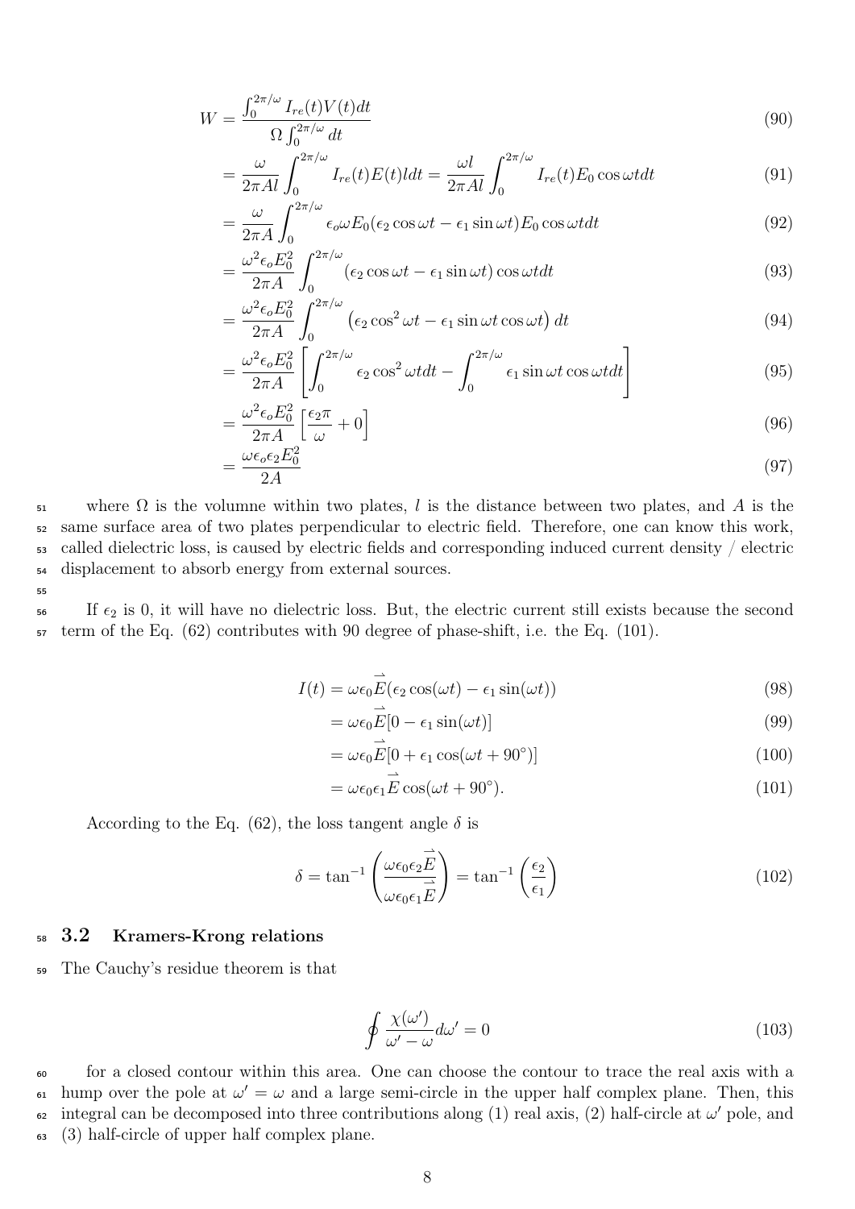$$W = \frac{\int_0^{2\pi/\omega} I_{re}(t)V(t)dt}{\Omega \int_0^{2\pi/\omega} dt} \tag{90}$$

$$= \frac{\omega}{2\pi Al}\int_0^{2\pi/\omega} I_{re}(t)E(t)ldt = \frac{\omega l}{2\pi Al}\int_0^{2\pi/\omega} I_{re}(t)E_0\cos\omega tdt \tag{91}$$

$$= \frac{\omega}{2\pi A}\int_0^{2\pi/\omega} \epsilon_o\omega E_0(\epsilon_2\cos\omega t - \epsilon_1\sin\omega t)E_0\cos\omega tdt \tag{92}$$

$$= \frac{\omega^2\epsilon_o E_0^2}{2\pi A}\int_0^{2\pi/\omega} (\epsilon_2\cos\omega t - \epsilon_1\sin\omega t)\cos\omega tdt \tag{93}$$

$$= \frac{\omega^2\epsilon_o E_0^2}{2\pi A}\int_0^{2\pi/\omega} \left(\epsilon_2\cos^2\omega t - \epsilon_1\sin\omega t\cos\omega t\right)dt \tag{94}$$

$$= \frac{\omega^2\epsilon_o E_0^2}{2\pi A}\left[\int_0^{2\pi/\omega} \epsilon_2\cos^2\omega tdt - \int_0^{2\pi/\omega}\epsilon_1\sin\omega t\cos\omega tdt\right] \tag{95}$$

$$= \frac{\omega^2\epsilon_o E_0^2}{2\pi A}\left[\frac{\epsilon_2\pi}{\omega} + 0\right] \tag{96}$$

$$= \frac{\omega\epsilon_o\epsilon_2 E_0^2}{2A} \tag{97}$$

where $\Omega$ is the volumne within two plates, $l$ is the distance between two plates, and $A$ is the same surface area of two plates perpendicular to electric field. Therefore, one can know this work, called dielectric loss, is caused by electric fields and corresponding induced current density / electric displacement to absorb energy from external sources.

If $\epsilon_2$ is 0, it will have no dielectric loss. But, the electric current still exists because the second term of the Eq. (62) contributes with 90 degree of phase-shift, i.e. the Eq. (101).

$$I(t) = \omega\epsilon_0\vec{E}(\epsilon_2\cos(\omega t) - \epsilon_1\sin(\omega t)) \tag{98}$$

$$= \omega\epsilon_0\vec{E}[0 - \epsilon_1\sin(\omega t)] \tag{99}$$

$$= \omega\epsilon_0\vec{E}[0 + \epsilon_1\cos(\omega t + 90^\circ)] \tag{100}$$

$$= \omega\epsilon_0\epsilon_1\vec{E}\cos(\omega t + 90^\circ). \tag{101}$$

According to the Eq. (62), the loss tangent angle $\delta$ is

$$\delta = \tan^{-1}\left(\frac{\omega\epsilon_0\epsilon_2\vec{E}}{\omega\epsilon_0\epsilon_1\vec{E}}\right) = \tan^{-1}\left(\frac{\epsilon_2}{\epsilon_1}\right) \tag{102}$$

### 3.2 Kramers-Krong relations

The Cauchy's residue theorem is that

$$\oint \frac{\chi(\omega')}{\omega' - \omega}d\omega' = 0 \tag{103}$$

for a closed contour within this area. One can choose the contour to trace the real axis with a hump over the pole at $\omega' = \omega$ and a large semi-circle in the upper half complex plane. Then, this integral can be decomposed into three contributions along (1) real axis, (2) half-circle at $\omega'$ pole, and (3) half-circle of upper half complex plane.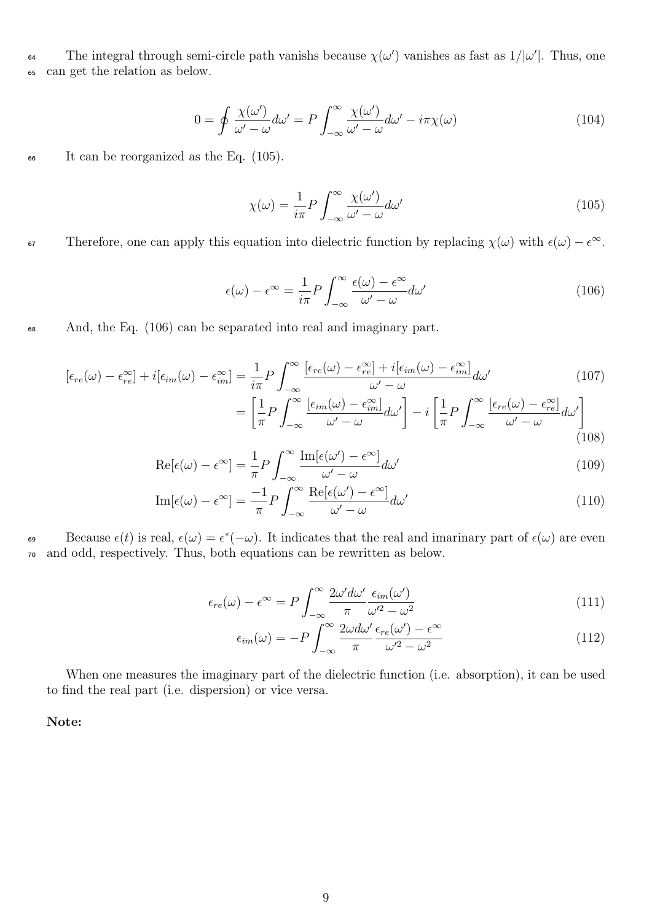The integral through semi-circle path vanishs because $\chi(\omega')$ vanishes as fast as $1/|\omega'|$. Thus, one can get the relation as below.

$$0 = \oint \frac{\chi(\omega')}{\omega' - \omega} d\omega' = P \int_{-\infty}^{\infty} \frac{\chi(\omega')}{\omega' - \omega} d\omega' - i\pi\chi(\omega) \tag{104}$$

It can be reorganized as the Eq. (105).

$$\chi(\omega) = \frac{1}{i\pi} P \int_{-\infty}^{\infty} \frac{\chi(\omega')}{\omega' - \omega} d\omega' \tag{105}$$

Therefore, one can apply this equation into dielectric function by replacing $\chi(\omega)$ with $\epsilon(\omega) - \epsilon^{\infty}$.

$$\epsilon(\omega) - \epsilon^{\infty} = \frac{1}{i\pi} P \int_{-\infty}^{\infty} \frac{\epsilon(\omega) - \epsilon^{\infty}}{\omega' - \omega} d\omega' \tag{106}$$

And, the Eq. (106) can be separated into real and imaginary part.

$$[\epsilon_{re}(\omega) - \epsilon_{re}^{\infty}] + i[\epsilon_{im}(\omega) - \epsilon_{im}^{\infty}] = \frac{1}{i\pi} P \int_{-\infty}^{\infty} \frac{[\epsilon_{re}(\omega) - \epsilon_{re}^{\infty}] + i[\epsilon_{im}(\omega) - \epsilon_{im}^{\infty}]}{\omega' - \omega} d\omega' \tag{107}$$

$$= \left[\frac{1}{\pi} P \int_{-\infty}^{\infty} \frac{[\epsilon_{im}(\omega) - \epsilon_{im}^{\infty}]}{\omega' - \omega} d\omega'\right] - i \left[\frac{1}{\pi} P \int_{-\infty}^{\infty} \frac{[\epsilon_{re}(\omega) - \epsilon_{re}^{\infty}]}{\omega' - \omega} d\omega'\right] \tag{108}$$

$$\mathrm{Re}[\epsilon(\omega) - \epsilon^{\infty}] = \frac{1}{\pi} P \int_{-\infty}^{\infty} \frac{\mathrm{Im}[\epsilon(\omega') - \epsilon^{\infty}]}{\omega' - \omega} d\omega' \tag{109}$$

$$\mathrm{Im}[\epsilon(\omega) - \epsilon^{\infty}] = \frac{-1}{\pi} P \int_{-\infty}^{\infty} \frac{\mathrm{Re}[\epsilon(\omega') - \epsilon^{\infty}]}{\omega' - \omega} d\omega' \tag{110}$$

Because $\epsilon(t)$ is real, $\epsilon(\omega) = \epsilon^{*}(-\omega)$. It indicates that the real and imarinary part of $\epsilon(\omega)$ are even and odd, respectively. Thus, both equations can be rewritten as below.

$$\epsilon_{re}(\omega) - \epsilon^{\infty} = P \int_{-\infty}^{\infty} \frac{2\omega' d\omega'}{\pi} \frac{\epsilon_{im}(\omega')}{\omega'^2 - \omega^2} \tag{111}$$

$$\epsilon_{im}(\omega) = -P \int_{-\infty}^{\infty} \frac{2\omega d\omega'}{\pi} \frac{\epsilon_{re}(\omega') - \epsilon^{\infty}}{\omega'^2 - \omega^2} \tag{112}$$

When one measures the imaginary part of the dielectric function (i.e. absorption), it can be used to find the real part (i.e. dispersion) or vice versa.

**Note:**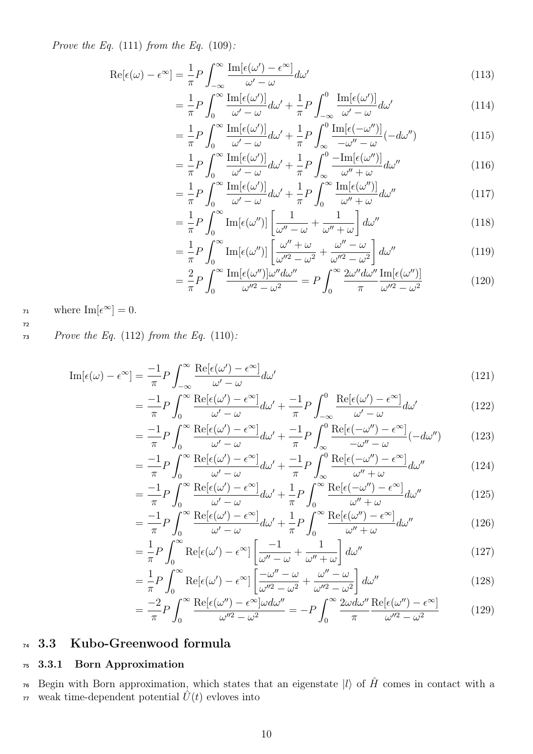*Prove the Eq. (111) from the Eq. (109):*

$$
\begin{aligned}
\mathrm{Re}[\epsilon(\omega)-\epsilon^{\infty}] &= \frac{1}{\pi}P\int_{-\infty}^{\infty}\frac{\mathrm{Im}[\epsilon(\omega')-\epsilon^{\infty}]}{\omega'-\omega}d\omega' && (113)\\
&= \frac{1}{\pi}P\int_{0}^{\infty}\frac{\mathrm{Im}[\epsilon(\omega')]}{\omega'-\omega}d\omega' + \frac{1}{\pi}P\int_{-\infty}^{0}\frac{\mathrm{Im}[\epsilon(\omega')]}{\omega'-\omega}d\omega' && (114)\\
&= \frac{1}{\pi}P\int_{0}^{\infty}\frac{\mathrm{Im}[\epsilon(\omega')]}{\omega'-\omega}d\omega' + \frac{1}{\pi}P\int_{\infty}^{0}\frac{\mathrm{Im}[\epsilon(-\omega'')]}{-\omega''-\omega}(-d\omega'') && (115)\\
&= \frac{1}{\pi}P\int_{0}^{\infty}\frac{\mathrm{Im}[\epsilon(\omega')]}{\omega'-\omega}d\omega' + \frac{1}{\pi}P\int_{\infty}^{0}\frac{-\mathrm{Im}[\epsilon(\omega'')]}{\omega''+\omega}d\omega'' && (116)\\
&= \frac{1}{\pi}P\int_{0}^{\infty}\frac{\mathrm{Im}[\epsilon(\omega')]}{\omega'-\omega}d\omega' + \frac{1}{\pi}P\int_{0}^{\infty}\frac{\mathrm{Im}[\epsilon(\omega'')]}{\omega''+\omega}d\omega'' && (117)\\
&= \frac{1}{\pi}P\int_{0}^{\infty}\mathrm{Im}[\epsilon(\omega'')]\left[\frac{1}{\omega''-\omega}+\frac{1}{\omega''+\omega}\right]d\omega'' && (118)\\
&= \frac{1}{\pi}P\int_{0}^{\infty}\mathrm{Im}[\epsilon(\omega'')]\left[\frac{\omega''+\omega}{\omega''^2-\omega^2}+\frac{\omega''-\omega}{\omega''^2-\omega^2}\right]d\omega'' && (119)\\
&= \frac{2}{\pi}P\int_{0}^{\infty}\frac{\mathrm{Im}[\epsilon(\omega'')]\omega''d\omega''}{\omega''^2-\omega^2} = P\int_{0}^{\infty}\frac{2\omega''d\omega''}{\pi}\frac{\mathrm{Im}[\epsilon(\omega'')]}{\omega''^2-\omega^2} && (120)
\end{aligned}
$$

where $\mathrm{Im}[\epsilon^{\infty}]=0$.

*Prove the Eq. (112) from the Eq. (110):*

$$
\begin{aligned}
\mathrm{Im}[\epsilon(\omega)-\epsilon^{\infty}] &= \frac{-1}{\pi}P\int_{-\infty}^{\infty}\frac{\mathrm{Re}[\epsilon(\omega')-\epsilon^{\infty}]}{\omega'-\omega}d\omega' && (121)\\
&= \frac{-1}{\pi}P\int_{0}^{\infty}\frac{\mathrm{Re}[\epsilon(\omega')-\epsilon^{\infty}]}{\omega'-\omega}d\omega' + \frac{-1}{\pi}P\int_{-\infty}^{0}\frac{\mathrm{Re}[\epsilon(\omega')-\epsilon^{\infty}]}{\omega'-\omega}d\omega' && (122)\\
&= \frac{-1}{\pi}P\int_{0}^{\infty}\frac{\mathrm{Re}[\epsilon(\omega')-\epsilon^{\infty}]}{\omega'-\omega}d\omega' + \frac{-1}{\pi}P\int_{\infty}^{0}\frac{\mathrm{Re}[\epsilon(-\omega'')-\epsilon^{\infty}]}{-\omega''-\omega}(-d\omega'') && (123)\\
&= \frac{-1}{\pi}P\int_{0}^{\infty}\frac{\mathrm{Re}[\epsilon(\omega')-\epsilon^{\infty}]}{\omega'-\omega}d\omega' + \frac{-1}{\pi}P\int_{\infty}^{0}\frac{\mathrm{Re}[\epsilon(-\omega'')-\epsilon^{\infty}]}{\omega''+\omega}d\omega'' && (124)\\
&= \frac{-1}{\pi}P\int_{0}^{\infty}\frac{\mathrm{Re}[\epsilon(\omega')-\epsilon^{\infty}]}{\omega'-\omega}d\omega' + \frac{1}{\pi}P\int_{0}^{\infty}\frac{\mathrm{Re}[\epsilon(-\omega'')-\epsilon^{\infty}]}{\omega''+\omega}d\omega'' && (125)\\
&= \frac{-1}{\pi}P\int_{0}^{\infty}\frac{\mathrm{Re}[\epsilon(\omega')-\epsilon^{\infty}]}{\omega'-\omega}d\omega' + \frac{1}{\pi}P\int_{0}^{\infty}\frac{\mathrm{Re}[\epsilon(\omega'')-\epsilon^{\infty}]}{\omega''+\omega}d\omega'' && (126)\\
&= \frac{1}{\pi}P\int_{0}^{\infty}\mathrm{Re}[\epsilon(\omega')-\epsilon^{\infty}]\left[\frac{-1}{\omega''-\omega}+\frac{1}{\omega''+\omega}\right]d\omega'' && (127)\\
&= \frac{1}{\pi}P\int_{0}^{\infty}\mathrm{Re}[\epsilon(\omega')-\epsilon^{\infty}]\left[\frac{-\omega''-\omega}{\omega''^2-\omega^2}+\frac{\omega''-\omega}{\omega''^2-\omega^2}\right]d\omega'' && (128)\\
&= \frac{-2}{\pi}P\int_{0}^{\infty}\frac{\mathrm{Re}[\epsilon(\omega'')-\epsilon^{\infty}]\omega d\omega''}{\omega''^2-\omega^2} = -P\int_{0}^{\infty}\frac{2\omega d\omega''}{\pi}\frac{\mathrm{Re}[\epsilon(\omega'')-\epsilon^{\infty}]}{\omega''^2-\omega^2} && (129)
\end{aligned}
$$

## 3.3 Kubo-Greenwood formula

### 3.3.1 Born Approximation

Begin with Born approximation, which states that an eigenstate $|l\rangle$ of $\hat{H}$ comes in contact with a weak time-dependent potential $\hat{U}(t)$ evloves into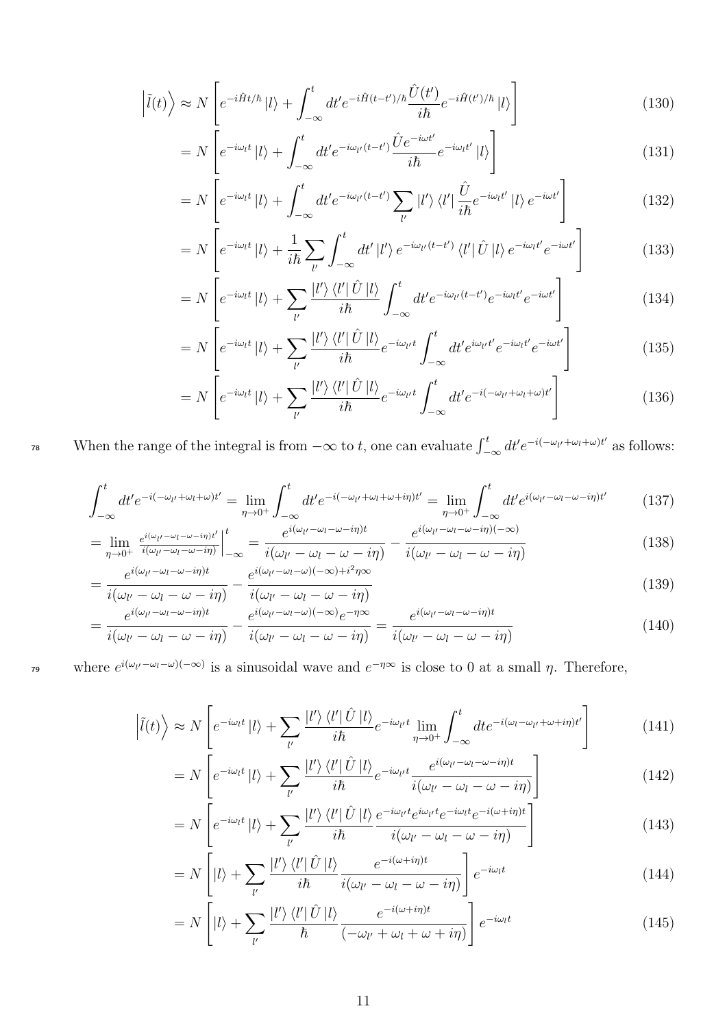$$\left|\tilde{l}(t)\right\rangle \approx N\left[e^{-i\hat{H}t/\hbar}\left|l\right\rangle + \int_{-\infty}^{t} dt' e^{-i\hat{H}(t-t')/\hbar}\frac{\hat{U}(t')}{i\hbar}e^{-i\hat{H}(t')/\hbar}\left|l\right\rangle\right] \tag{130}$$

$$= N\left[e^{-i\omega_l t}\left|l\right\rangle + \int_{-\infty}^{t} dt' e^{-i\omega_{l'}(t-t')}\frac{\hat{U}e^{-i\omega t'}}{i\hbar}e^{-i\omega_l t'}\left|l\right\rangle\right] \tag{131}$$

$$= N\left[e^{-i\omega_l t}\left|l\right\rangle + \int_{-\infty}^{t} dt' e^{-i\omega_{l'}(t-t')}\sum_{l'}\left|l'\right\rangle\left\langle l'\right|\frac{\hat{U}}{i\hbar}e^{-i\omega_l t'}\left|l\right\rangle e^{-i\omega t'}\right] \tag{132}$$

$$= N\left[e^{-i\omega_l t}\left|l\right\rangle + \frac{1}{i\hbar}\sum_{l'}\int_{-\infty}^{t} dt' \left|l'\right\rangle e^{-i\omega_{l'}(t-t')}\left\langle l'\right|\hat{U}\left|l\right\rangle e^{-i\omega_l t'}e^{-i\omega t'}\right] \tag{133}$$

$$= N\left[e^{-i\omega_l t}\left|l\right\rangle + \sum_{l'}\frac{\left|l'\right\rangle\left\langle l'\right|\hat{U}\left|l\right\rangle}{i\hbar}\int_{-\infty}^{t} dt' e^{-i\omega_{l'}(t-t')}e^{-i\omega_l t'}e^{-i\omega t'}\right] \tag{134}$$

$$= N\left[e^{-i\omega_l t}\left|l\right\rangle + \sum_{l'}\frac{\left|l'\right\rangle\left\langle l'\right|\hat{U}\left|l\right\rangle}{i\hbar}e^{-i\omega_{l'}t}\int_{-\infty}^{t} dt' e^{i\omega_{l'}t'}e^{-i\omega_l t'}e^{-i\omega t'}\right] \tag{135}$$

$$= N\left[e^{-i\omega_l t}\left|l\right\rangle + \sum_{l'}\frac{\left|l'\right\rangle\left\langle l'\right|\hat{U}\left|l\right\rangle}{i\hbar}e^{-i\omega_{l'}t}\int_{-\infty}^{t} dt' e^{-i(-\omega_{l'}+\omega_l+\omega)t'}\right] \tag{136}$$

When the range of the integral is from $-\infty$ to $t$, one can evaluate $\int_{-\infty}^{t} dt' e^{-i(-\omega_{l'}+\omega_l+\omega)t'}$ as follows:

$$\int_{-\infty}^{t} dt' e^{-i(-\omega_{l'}+\omega_l+\omega)t'} = \lim_{\eta\to 0^+}\int_{-\infty}^{t} dt' e^{-i(-\omega_{l'}+\omega_l+\omega+i\eta)t'} = \lim_{\eta\to 0^+}\int_{-\infty}^{t} dt' e^{i(\omega_{l'}-\omega_l-\omega-i\eta)t'} \tag{137}$$

$$= \lim_{\eta\to 0^+}\left.\frac{e^{i(\omega_{l'}-\omega_l-\omega-i\eta)t'}}{i(\omega_{l'}-\omega_l-\omega-i\eta)}\right|_{-\infty}^{t} = \frac{e^{i(\omega_{l'}-\omega_l-\omega-i\eta)t}}{i(\omega_{l'}-\omega_l-\omega-i\eta)} - \frac{e^{i(\omega_{l'}-\omega_l-\omega-i\eta)(-\infty)}}{i(\omega_{l'}-\omega_l-\omega-i\eta)} \tag{138}$$

$$= \frac{e^{i(\omega_{l'}-\omega_l-\omega-i\eta)t}}{i(\omega_{l'}-\omega_l-\omega-i\eta)} - \frac{e^{i(\omega_{l'}-\omega_l-\omega)(-\infty)+i^2\eta\infty}}{i(\omega_{l'}-\omega_l-\omega-i\eta)} \tag{139}$$

$$= \frac{e^{i(\omega_{l'}-\omega_l-\omega-i\eta)t}}{i(\omega_{l'}-\omega_l-\omega-i\eta)} - \frac{e^{i(\omega_{l'}-\omega_l-\omega)(-\infty)}e^{-\eta\infty}}{i(\omega_{l'}-\omega_l-\omega-i\eta)} = \frac{e^{i(\omega_{l'}-\omega_l-\omega-i\eta)t}}{i(\omega_{l'}-\omega_l-\omega-i\eta)} \tag{140}$$

where $e^{i(\omega_{l'}-\omega_l-\omega)(-\infty)}$ is a sinusoidal wave and $e^{-\eta\infty}$ is close to 0 at a small $\eta$. Therefore,

$$\left|\tilde{l}(t)\right\rangle \approx N\left[e^{-i\omega_l t}\left|l\right\rangle + \sum_{l'}\frac{\left|l'\right\rangle\left\langle l'\right|\hat{U}\left|l\right\rangle}{i\hbar}e^{-i\omega_{l'}t}\lim_{\eta\to 0^+}\int_{-\infty}^{t} dt e^{-i(\omega_l-\omega_{l'}+\omega+i\eta)t'}\right] \tag{141}$$

$$= N\left[e^{-i\omega_l t}\left|l\right\rangle + \sum_{l'}\frac{\left|l'\right\rangle\left\langle l'\right|\hat{U}\left|l\right\rangle}{i\hbar}e^{-i\omega_{l'}t}\frac{e^{i(\omega_{l'}-\omega_l-\omega-i\eta)t}}{i(\omega_{l'}-\omega_l-\omega-i\eta)}\right] \tag{142}$$

$$= N\left[e^{-i\omega_l t}\left|l\right\rangle + \sum_{l'}\frac{\left|l'\right\rangle\left\langle l'\right|\hat{U}\left|l\right\rangle}{i\hbar}\frac{e^{-i\omega_{l'}t}e^{i\omega_{l'}t}e^{-i\omega_l t}e^{-i(\omega+i\eta)t}}{i(\omega_{l'}-\omega_l-\omega-i\eta)}\right] \tag{143}$$

$$= N\left[\left|l\right\rangle + \sum_{l'}\frac{\left|l'\right\rangle\left\langle l'\right|\hat{U}\left|l\right\rangle}{i\hbar}\frac{e^{-i(\omega+i\eta)t}}{i(\omega_{l'}-\omega_l-\omega-i\eta)}\right]e^{-i\omega_l t} \tag{144}$$

$$= N\left[\left|l\right\rangle + \sum_{l'}\frac{\left|l'\right\rangle\left\langle l'\right|\hat{U}\left|l\right\rangle}{\hbar}\frac{e^{-i(\omega+i\eta)t}}{(-\omega_{l'}+\omega_l+\omega+i\eta)}\right]e^{-i\omega_l t} \tag{145}$$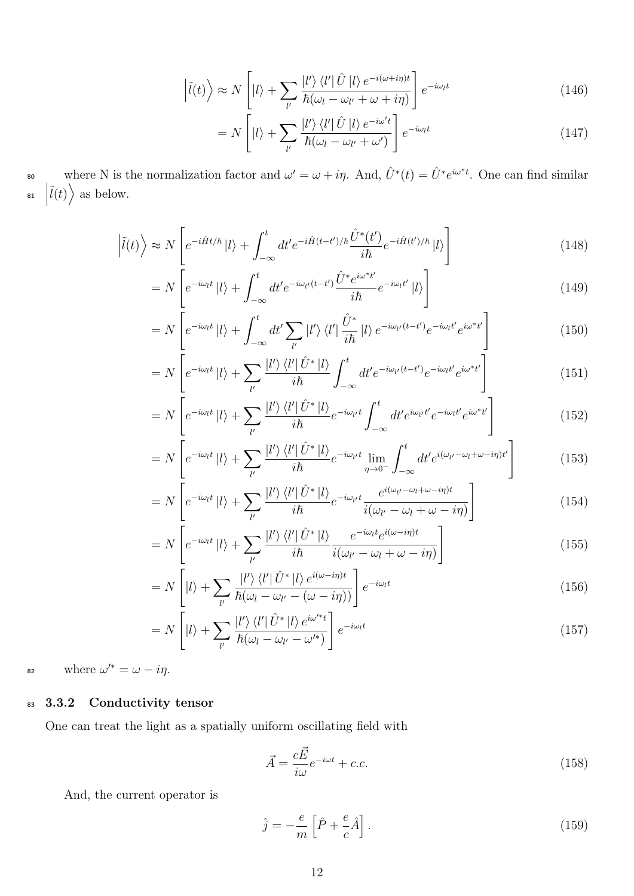$$\left|\tilde{l}(t)\right\rangle \approx N\left[|l\rangle + \sum_{l'} \frac{|l'\rangle \langle l'| \hat{U} |l\rangle e^{-i(\omega+i\eta)t}}{\hbar(\omega_l - \omega_{l'} + \omega + i\eta)}\right] e^{-i\omega_l t} \tag{146}$$

$$= N\left[|l\rangle + \sum_{l'} \frac{|l'\rangle \langle l'| \hat{U} |l\rangle e^{-i\omega' t}}{\hbar(\omega_l - \omega_{l'} + \omega')}\right] e^{-i\omega_l t} \tag{147}$$

where N is the normalization factor and $\omega' = \omega + i\eta$. And, $\hat{U}^*(t) = \hat{U}^* e^{i\omega^* t}$. One can find similar $\left|\tilde{l}(t)\right\rangle$ as below.

$$\left|\tilde{l}(t)\right\rangle \approx N\left[e^{-i\hat{H}t/\hbar}|l\rangle + \int_{-\infty}^{t} dt' e^{-i\hat{H}(t-t')/\hbar} \frac{\hat{U}^*(t')}{i\hbar} e^{-i\hat{H}(t')/\hbar}|l\rangle\right] \tag{148}$$

$$= N\left[e^{-i\omega_l t}|l\rangle + \int_{-\infty}^{t} dt' e^{-i\omega_{l'}(t-t')} \frac{\hat{U}^* e^{i\omega^* t'}}{i\hbar} e^{-i\omega_l t'}|l\rangle\right] \tag{149}$$

$$= N\left[e^{-i\omega_l t}|l\rangle + \int_{-\infty}^{t} dt' \sum_{l'} |l'\rangle \langle l'| \frac{\hat{U}^*}{i\hbar}|l\rangle e^{-i\omega_{l'}(t-t')} e^{-i\omega_l t'} e^{i\omega^* t'}\right] \tag{150}$$

$$= N\left[e^{-i\omega_l t}|l\rangle + \sum_{l'} \frac{|l'\rangle \langle l'| \hat{U}^* |l\rangle}{i\hbar} \int_{-\infty}^{t} dt' e^{-i\omega_{l'}(t-t')} e^{-i\omega_l t'} e^{i\omega^* t'}\right] \tag{151}$$

$$= N\left[e^{-i\omega_l t}|l\rangle + \sum_{l'} \frac{|l'\rangle \langle l'| \hat{U}^* |l\rangle}{i\hbar} e^{-i\omega_{l'} t} \int_{-\infty}^{t} dt' e^{i\omega_{l'} t'} e^{-i\omega_l t'} e^{i\omega^* t'}\right] \tag{152}$$

$$= N\left[e^{-i\omega_l t}|l\rangle + \sum_{l'} \frac{|l'\rangle \langle l'| \hat{U}^* |l\rangle}{i\hbar} e^{-i\omega_{l'} t} \lim_{\eta \to 0^-} \int_{-\infty}^{t} dt' e^{i(\omega_{l'} - \omega_l + \omega - i\eta)t'}\right] \tag{153}$$

$$= N\left[e^{-i\omega_l t}|l\rangle + \sum_{l'} \frac{|l'\rangle \langle l'| \hat{U}^* |l\rangle}{i\hbar} e^{-i\omega_{l'} t} \frac{e^{i(\omega_{l'} - \omega_l + \omega - i\eta)t}}{i(\omega_{l'} - \omega_l + \omega - i\eta)}\right] \tag{154}$$

$$= N\left[e^{-i\omega_l t}|l\rangle + \sum_{l'} \frac{|l'\rangle \langle l'| \hat{U}^* |l\rangle}{i\hbar} \frac{e^{-i\omega_l t} e^{i(\omega - i\eta)t}}{i(\omega_{l'} - \omega_l + \omega - i\eta)}\right] \tag{155}$$

$$= N\left[|l\rangle + \sum_{l'} \frac{|l'\rangle \langle l'| \hat{U}^* |l\rangle e^{i(\omega - i\eta)t}}{\hbar(\omega_l - \omega_{l'} - (\omega - i\eta))}\right] e^{-i\omega_l t} \tag{156}$$

$$= N\left[|l\rangle + \sum_{l'} \frac{|l'\rangle \langle l'| \hat{U}^* |l\rangle e^{i\omega'^* t}}{\hbar(\omega_l - \omega_{l'} - \omega'^*)}\right] e^{-i\omega_l t} \tag{157}$$

where $\omega'^* = \omega - i\eta$.

### 3.3.2 Conductivity tensor

One can treat the light as a spatially uniform oscillating field with

$$\vec{A} = \frac{c\vec{E}}{i\omega} e^{-i\omega t} + c.c. \tag{158}$$

And, the current operator is

$$\hat{j} = -\frac{e}{m}\left[\hat{P} + \frac{e}{c}\hat{A}\right]. \tag{159}$$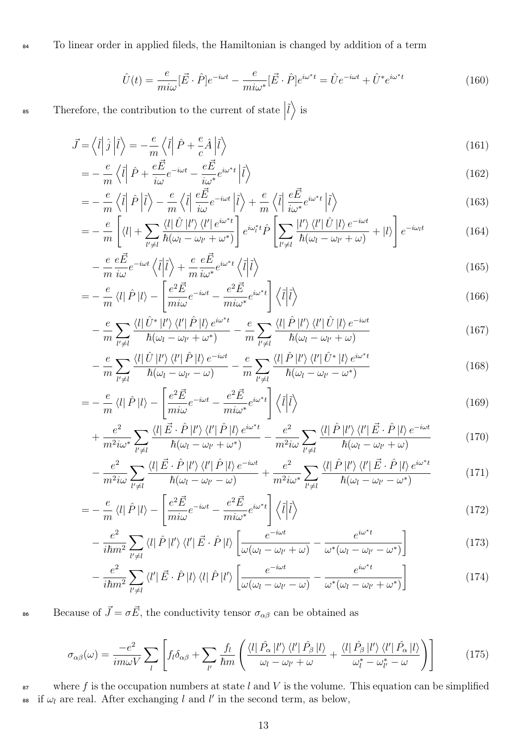To linear order in applied fileds, the Hamiltonian is changed by addition of a term

$$\hat{U}(t) = \frac{e}{mi\omega}[\vec{E}\cdot\hat{P}]e^{-i\omega t} - \frac{e}{mi\omega^*}[\vec{E}\cdot\hat{P}]e^{i\omega^* t} = \hat{U}e^{-i\omega t} + \hat{U}^* e^{i\omega^* t} \tag{160}$$

Therefore, the contribution to the current of state $\left|\tilde{l}\right\rangle$ is

$$\vec{J} = \left\langle\tilde{l}\right|\hat{j}\left|\tilde{l}\right\rangle = -\frac{e}{m}\left\langle\tilde{l}\right|\hat{P} + \frac{e}{c}\hat{A}\left|\tilde{l}\right\rangle \tag{161}$$

$$= -\frac{e}{m}\left\langle\tilde{l}\right|\hat{P} + \frac{e\vec{E}}{i\omega}e^{-i\omega t} - \frac{e\vec{E}}{i\omega^*}e^{i\omega^* t}\left|\tilde{l}\right\rangle \tag{162}$$

$$= -\frac{e}{m}\left\langle\tilde{l}\right|\hat{P}\left|\tilde{l}\right\rangle - \frac{e}{m}\left\langle\tilde{l}\right|\frac{e\vec{E}}{i\omega}e^{-i\omega t}\left|\tilde{l}\right\rangle + \frac{e}{m}\left\langle\tilde{l}\right|\frac{e\vec{E}}{i\omega^*}e^{i\omega^* t}\left|\tilde{l}\right\rangle \tag{163}$$

$$= -\frac{e}{m}\left[\langle l| + \sum_{l'\neq l}\frac{\langle l|\hat{U}|l'\rangle\langle l'|e^{i\omega^* t}}{\hbar(\omega_l - \omega_{l'} + \omega^*)}\right]e^{i\omega_l^* t}\hat{P}\left[\sum_{l'\neq l}\frac{|l'\rangle\langle l'|\hat{U}|l\rangle e^{-i\omega t}}{\hbar(\omega_l - \omega_{l'} + \omega)} + |l\rangle\right]e^{-i\omega_l t} \tag{164}$$

$$-\frac{e}{m}\frac{e\vec{E}}{i\omega}e^{-i\omega t}\left\langle\tilde{l}\middle|\tilde{l}\right\rangle + \frac{e}{m}\frac{e\vec{E}}{i\omega^*}e^{i\omega^* t}\left\langle\tilde{l}\middle|\tilde{l}\right\rangle \tag{165}$$

$$= -\frac{e}{m}\langle l|\hat{P}|l\rangle - \left[\frac{e^2\vec{E}}{mi\omega}e^{-i\omega t} - \frac{e^2\vec{E}}{mi\omega^*}e^{i\omega^* t}\right]\left\langle\tilde{l}\middle|\tilde{l}\right\rangle \tag{166}$$

$$-\frac{e}{m}\sum_{l'\neq l}\frac{\langle l|\hat{U}^*|l'\rangle\langle l'|\hat{P}|l\rangle e^{i\omega^* t}}{\hbar(\omega_l - \omega_{l'} + \omega^*)} - \frac{e}{m}\sum_{l'\neq l}\frac{\langle l|\hat{P}|l'\rangle\langle l'|\hat{U}|l\rangle e^{-i\omega t}}{\hbar(\omega_l - \omega_{l'} + \omega)} \tag{167}$$

$$-\frac{e}{m}\sum_{l'\neq l}\frac{\langle l|\hat{U}|l'\rangle\langle l'|\hat{P}|l\rangle e^{-i\omega t}}{\hbar(\omega_l - \omega_{l'} - \omega)} - \frac{e}{m}\sum_{l'\neq l}\frac{\langle l|\hat{P}|l'\rangle\langle l'|\hat{U}^*|l\rangle e^{i\omega^* t}}{\hbar(\omega_l - \omega_{l'} - \omega^*)} \tag{168}$$

$$= -\frac{e}{m}\langle l|\hat{P}|l\rangle - \left[\frac{e^2\vec{E}}{mi\omega}e^{-i\omega t} - \frac{e^2\vec{E}}{mi\omega^*}e^{i\omega^* t}\right]\left\langle\tilde{l}\middle|\tilde{l}\right\rangle \tag{169}$$

$$+\frac{e^2}{m^2 i\omega^*}\sum_{l'\neq l}\frac{\langle l|\vec{E}\cdot\hat{P}|l'\rangle\langle l'|\hat{P}|l\rangle e^{i\omega^* t}}{\hbar(\omega_l - \omega_{l'} + \omega^*)} - \frac{e^2}{m^2 i\omega}\sum_{l'\neq l}\frac{\langle l|\hat{P}|l'\rangle\langle l'|\vec{E}\cdot\hat{P}|l\rangle e^{-i\omega t}}{\hbar(\omega_l - \omega_{l'} + \omega)} \tag{170}$$

$$-\frac{e^2}{m^2 i\omega}\sum_{l'\neq l}\frac{\langle l|\vec{E}\cdot\hat{P}|l'\rangle\langle l'|\hat{P}|l\rangle e^{-i\omega t}}{\hbar(\omega_l - \omega_{l'} - \omega)} + \frac{e^2}{m^2 i\omega^*}\sum_{l'\neq l}\frac{\langle l|\hat{P}|l'\rangle\langle l'|\vec{E}\cdot\hat{P}|l\rangle e^{i\omega^* t}}{\hbar(\omega_l - \omega_{l'} - \omega^*)} \tag{171}$$

$$= -\frac{e}{m}\langle l|\hat{P}|l\rangle - \left[\frac{e^2\vec{E}}{mi\omega}e^{-i\omega t} - \frac{e^2\vec{E}}{mi\omega^*}e^{i\omega^* t}\right]\left\langle\tilde{l}\middle|\tilde{l}\right\rangle \tag{172}$$

$$-\frac{e^2}{i\hbar m^2}\sum_{l'\neq l}\langle l|\hat{P}|l'\rangle\langle l'|\vec{E}\cdot\hat{P}|l\rangle\left[\frac{e^{-i\omega t}}{\omega(\omega_l - \omega_{l'} + \omega)} - \frac{e^{i\omega^* t}}{\omega^*(\omega_l - \omega_{l'} - \omega^*)}\right] \tag{173}$$

$$-\frac{e^2}{i\hbar m^2}\sum_{l'\neq l}\langle l'|\vec{E}\cdot\hat{P}|l\rangle\langle l|\hat{P}|l'\rangle\left[\frac{e^{-i\omega t}}{\omega(\omega_l - \omega_{l'} - \omega)} - \frac{e^{i\omega^* t}}{\omega^*(\omega_l - \omega_{l'} + \omega^*)}\right] \tag{174}$$

Because of $\vec{J} = \sigma\vec{E}$, the conductivity tensor $\sigma_{\alpha\beta}$ can be obtained as

$$\sigma_{\alpha\beta}(\omega) = \frac{-e^2}{im\omega V}\sum_l\left[f_l\delta_{\alpha\beta} + \sum_{l'}\frac{f_l}{\hbar m}\left(\frac{\langle l|\hat{P}_\alpha|l'\rangle\langle l'|\hat{P}_\beta|l\rangle}{\omega_l - \omega_{l'} + \omega} + \frac{\langle l|\hat{P}_\beta|l'\rangle\langle l'|\hat{P}_\alpha|l\rangle}{\omega_l^* - \omega_{l'}^* - \omega}\right)\right] \tag{175}$$

where $f$ is the occupation numbers at state $l$ and $V$ is the volume. This equation can be simplified if $\omega_l$ are real. After exchanging $l$ and $l'$ in the second term, as below,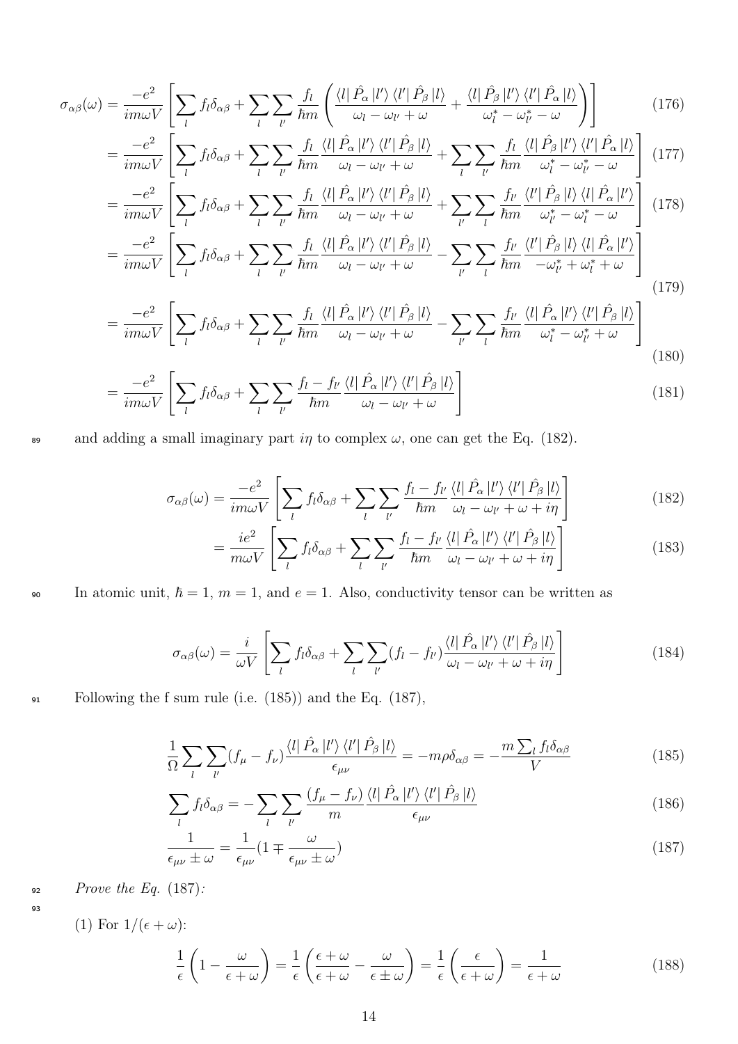$$\sigma_{\alpha\beta}(\omega) = \frac{-e^2}{im\omega V}\left[\sum_l f_l \delta_{\alpha\beta} + \sum_l \sum_{l'} \frac{f_l}{\hbar m}\left(\frac{\langle l|\hat{P}_\alpha|l'\rangle\langle l'|\hat{P}_\beta|l\rangle}{\omega_l - \omega_{l'} + \omega} + \frac{\langle l|\hat{P}_\beta|l'\rangle\langle l'|\hat{P}_\alpha|l\rangle}{\omega_l^* - \omega_{l'}^* - \omega}\right)\right] \tag{176}$$

$$= \frac{-e^2}{im\omega V}\left[\sum_l f_l \delta_{\alpha\beta} + \sum_l \sum_{l'} \frac{f_l}{\hbar m}\frac{\langle l|\hat{P}_\alpha|l'\rangle\langle l'|\hat{P}_\beta|l\rangle}{\omega_l - \omega_{l'} + \omega} + \sum_l \sum_{l'} \frac{f_l}{\hbar m}\frac{\langle l|\hat{P}_\beta|l'\rangle\langle l'|\hat{P}_\alpha|l\rangle}{\omega_l^* - \omega_{l'}^* - \omega}\right] \tag{177}$$

$$= \frac{-e^2}{im\omega V}\left[\sum_l f_l \delta_{\alpha\beta} + \sum_l \sum_{l'} \frac{f_l}{\hbar m}\frac{\langle l|\hat{P}_\alpha|l'\rangle\langle l'|\hat{P}_\beta|l\rangle}{\omega_l - \omega_{l'} + \omega} + \sum_{l'} \sum_{l} \frac{f_{l'}}{\hbar m}\frac{\langle l'|\hat{P}_\beta|l\rangle\langle l|\hat{P}_\alpha|l'\rangle}{\omega_{l'}^* - \omega_l^* - \omega}\right] \tag{178}$$

$$= \frac{-e^2}{im\omega V}\left[\sum_l f_l \delta_{\alpha\beta} + \sum_l \sum_{l'} \frac{f_l}{\hbar m}\frac{\langle l|\hat{P}_\alpha|l'\rangle\langle l'|\hat{P}_\beta|l\rangle}{\omega_l - \omega_{l'} + \omega} - \sum_{l'} \sum_{l} \frac{f_{l'}}{\hbar m}\frac{\langle l'|\hat{P}_\beta|l\rangle\langle l|\hat{P}_\alpha|l'\rangle}{-\omega_{l'}^* + \omega_l^* + \omega}\right] \tag{179}$$

$$= \frac{-e^2}{im\omega V}\left[\sum_l f_l \delta_{\alpha\beta} + \sum_l \sum_{l'} \frac{f_l}{\hbar m}\frac{\langle l|\hat{P}_\alpha|l'\rangle\langle l'|\hat{P}_\beta|l\rangle}{\omega_l - \omega_{l'} + \omega} - \sum_{l'} \sum_{l} \frac{f_{l'}}{\hbar m}\frac{\langle l|\hat{P}_\alpha|l'\rangle\langle l'|\hat{P}_\beta|l\rangle}{\omega_l^* - \omega_{l'}^* + \omega}\right] \tag{180}$$

$$= \frac{-e^2}{im\omega V}\left[\sum_l f_l \delta_{\alpha\beta} + \sum_l \sum_{l'} \frac{f_l - f_{l'}}{\hbar m}\frac{\langle l|\hat{P}_\alpha|l'\rangle\langle l'|\hat{P}_\beta|l\rangle}{\omega_l - \omega_{l'} + \omega}\right] \tag{181}$$

and adding a small imaginary part $i\eta$ to complex $\omega$, one can get the Eq. (182).

$$\sigma_{\alpha\beta}(\omega) = \frac{-e^2}{im\omega V}\left[\sum_l f_l \delta_{\alpha\beta} + \sum_l \sum_{l'} \frac{f_l - f_{l'}}{\hbar m}\frac{\langle l|\hat{P}_\alpha|l'\rangle\langle l'|\hat{P}_\beta|l\rangle}{\omega_l - \omega_{l'} + \omega + i\eta}\right] \tag{182}$$

$$= \frac{ie^2}{m\omega V}\left[\sum_l f_l \delta_{\alpha\beta} + \sum_l \sum_{l'} \frac{f_l - f_{l'}}{\hbar m}\frac{\langle l|\hat{P}_\alpha|l'\rangle\langle l'|\hat{P}_\beta|l\rangle}{\omega_l - \omega_{l'} + \omega + i\eta}\right] \tag{183}$$

In atomic unit, $\hbar = 1$, $m = 1$, and $e = 1$. Also, conductivity tensor can be written as

$$\sigma_{\alpha\beta}(\omega) = \frac{i}{\omega V}\left[\sum_l f_l \delta_{\alpha\beta} + \sum_l \sum_{l'} (f_l - f_{l'})\frac{\langle l|\hat{P}_\alpha|l'\rangle\langle l'|\hat{P}_\beta|l\rangle}{\omega_l - \omega_{l'} + \omega + i\eta}\right] \tag{184}$$

Following the f sum rule (i.e. (185)) and the Eq. (187),

$$\frac{1}{\Omega}\sum_l \sum_{l'} (f_\mu - f_\nu)\frac{\langle l|\hat{P}_\alpha|l'\rangle\langle l'|\hat{P}_\beta|l\rangle}{\epsilon_{\mu\nu}} = -m\rho\delta_{\alpha\beta} = -\frac{m\sum_l f_l \delta_{\alpha\beta}}{V} \tag{185}$$

$$\sum_l f_l \delta_{\alpha\beta} = -\sum_l \sum_{l'} \frac{(f_\mu - f_\nu)}{m}\frac{\langle l|\hat{P}_\alpha|l'\rangle\langle l'|\hat{P}_\beta|l\rangle}{\epsilon_{\mu\nu}} \tag{186}$$

$$\frac{1}{\epsilon_{\mu\nu} \pm \omega} = \frac{1}{\epsilon_{\mu\nu}}\left(1 \mp \frac{\omega}{\epsilon_{\mu\nu} \pm \omega}\right) \tag{187}$$

*Prove the Eq.* (187)*:*

(1) For $1/(\epsilon + \omega)$:

$$\frac{1}{\epsilon}\left(1 - \frac{\omega}{\epsilon + \omega}\right) = \frac{1}{\epsilon}\left(\frac{\epsilon + \omega}{\epsilon + \omega} - \frac{\omega}{\epsilon \pm \omega}\right) = \frac{1}{\epsilon}\left(\frac{\epsilon}{\epsilon + \omega}\right) = \frac{1}{\epsilon + \omega} \tag{188}$$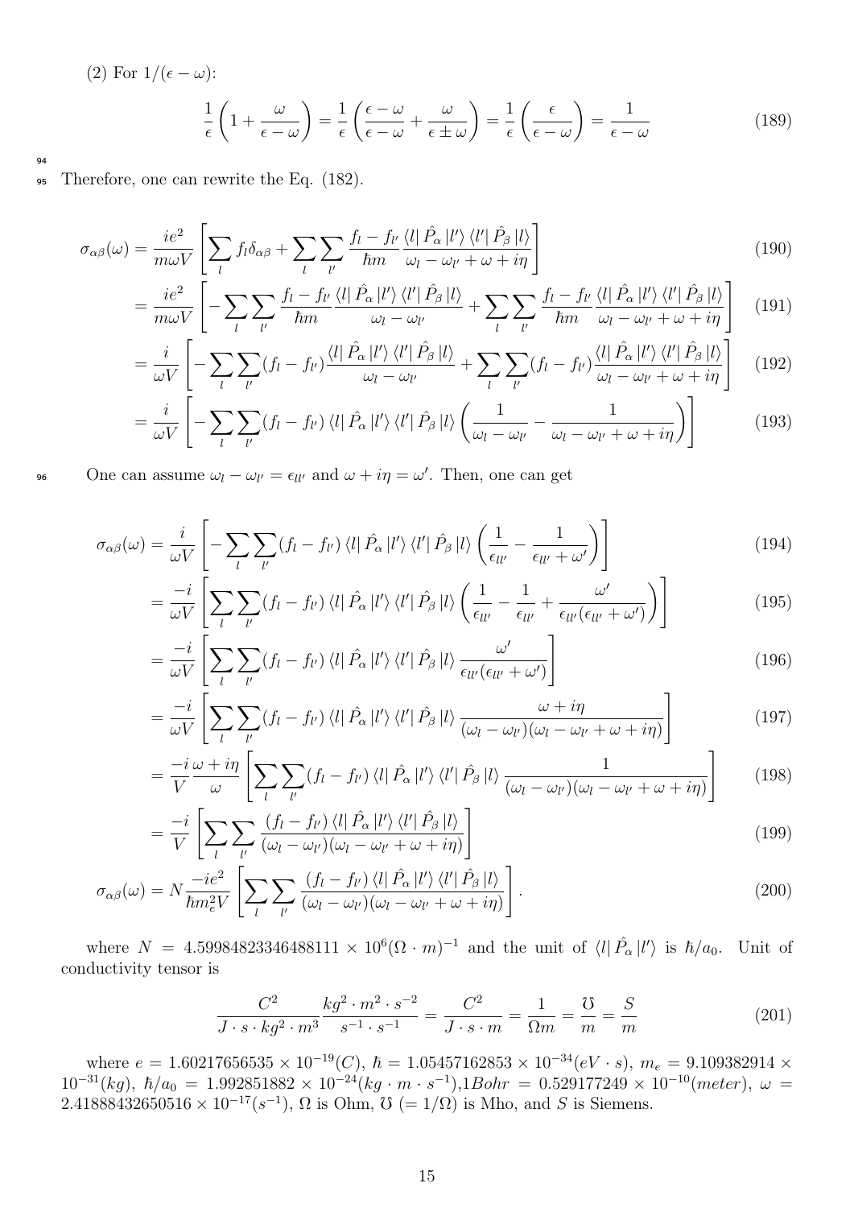(2) For $1/(\epsilon - \omega)$:

$$\frac{1}{\epsilon}\left(1+\frac{\omega}{\epsilon-\omega}\right) = \frac{1}{\epsilon}\left(\frac{\epsilon-\omega}{\epsilon-\omega}+\frac{\omega}{\epsilon\pm\omega}\right) = \frac{1}{\epsilon}\left(\frac{\epsilon}{\epsilon-\omega}\right) = \frac{1}{\epsilon-\omega} \tag{189}$$

Therefore, one can rewrite the Eq. (182).

$$\sigma_{\alpha\beta}(\omega) = \frac{ie^2}{m\omega V}\left[\sum_l f_l\delta_{\alpha\beta} + \sum_l\sum_{l'}\frac{f_l - f_{l'}}{\hbar m}\frac{\langle l|\hat{P}_\alpha|l'\rangle\langle l'|\hat{P}_\beta|l\rangle}{\omega_l-\omega_{l'}+\omega+i\eta}\right] \tag{190}$$

$$= \frac{ie^2}{m\omega V}\left[-\sum_l\sum_{l'}\frac{f_l - f_{l'}}{\hbar m}\frac{\langle l|\hat{P}_\alpha|l'\rangle\langle l'|\hat{P}_\beta|l\rangle}{\omega_l-\omega_{l'}} + \sum_l\sum_{l'}\frac{f_l - f_{l'}}{\hbar m}\frac{\langle l|\hat{P}_\alpha|l'\rangle\langle l'|\hat{P}_\beta|l\rangle}{\omega_l-\omega_{l'}+\omega+i\eta}\right] \tag{191}$$

$$= \frac{i}{\omega V}\left[-\sum_l\sum_{l'}(f_l - f_{l'})\frac{\langle l|\hat{P}_\alpha|l'\rangle\langle l'|\hat{P}_\beta|l\rangle}{\omega_l-\omega_{l'}} + \sum_l\sum_{l'}(f_l - f_{l'})\frac{\langle l|\hat{P}_\alpha|l'\rangle\langle l'|\hat{P}_\beta|l\rangle}{\omega_l-\omega_{l'}+\omega+i\eta}\right] \tag{192}$$

$$= \frac{i}{\omega V}\left[-\sum_l\sum_{l'}(f_l - f_{l'})\langle l|\hat{P}_\alpha|l'\rangle\langle l'|\hat{P}_\beta|l\rangle\left(\frac{1}{\omega_l-\omega_{l'}} - \frac{1}{\omega_l-\omega_{l'}+\omega+i\eta}\right)\right] \tag{193}$$

One can assume $\omega_l - \omega_{l'} = \epsilon_{ll'}$ and $\omega + i\eta = \omega'$. Then, one can get

$$\sigma_{\alpha\beta}(\omega) = \frac{i}{\omega V}\left[-\sum_l\sum_{l'}(f_l - f_{l'})\langle l|\hat{P}_\alpha|l'\rangle\langle l'|\hat{P}_\beta|l\rangle\left(\frac{1}{\epsilon_{ll'}} - \frac{1}{\epsilon_{ll'}+\omega'}\right)\right] \tag{194}$$

$$= \frac{-i}{\omega V}\left[\sum_l\sum_{l'}(f_l - f_{l'})\langle l|\hat{P}_\alpha|l'\rangle\langle l'|\hat{P}_\beta|l\rangle\left(\frac{1}{\epsilon_{ll'}} - \frac{1}{\epsilon_{ll'}} + \frac{\omega'}{\epsilon_{ll'}(\epsilon_{ll'}+\omega')}\right)\right] \tag{195}$$

$$= \frac{-i}{\omega V}\left[\sum_l\sum_{l'}(f_l - f_{l'})\langle l|\hat{P}_\alpha|l'\rangle\langle l'|\hat{P}_\beta|l\rangle\frac{\omega'}{\epsilon_{ll'}(\epsilon_{ll'}+\omega')}\right] \tag{196}$$

$$= \frac{-i}{\omega V}\left[\sum_l\sum_{l'}(f_l - f_{l'})\langle l|\hat{P}_\alpha|l'\rangle\langle l'|\hat{P}_\beta|l\rangle\frac{\omega+i\eta}{(\omega_l-\omega_{l'})(\omega_l-\omega_{l'}+\omega+i\eta)}\right] \tag{197}$$

$$= \frac{-i}{V}\frac{\omega+i\eta}{\omega}\left[\sum_l\sum_{l'}(f_l - f_{l'})\langle l|\hat{P}_\alpha|l'\rangle\langle l'|\hat{P}_\beta|l\rangle\frac{1}{(\omega_l-\omega_{l'})(\omega_l-\omega_{l'}+\omega+i\eta)}\right] \tag{198}$$

$$= \frac{-i}{V}\left[\sum_l\sum_{l'}\frac{(f_l - f_{l'})\langle l|\hat{P}_\alpha|l'\rangle\langle l'|\hat{P}_\beta|l\rangle}{(\omega_l-\omega_{l'})(\omega_l-\omega_{l'}+\omega+i\eta)}\right] \tag{199}$$

$$\sigma_{\alpha\beta}(\omega) = N\frac{-ie^2}{\hbar m_e^2 V}\left[\sum_l\sum_{l'}\frac{(f_l - f_{l'})\langle l|\hat{P}_\alpha|l'\rangle\langle l'|\hat{P}_\beta|l\rangle}{(\omega_l-\omega_{l'})(\omega_l-\omega_{l'}+\omega+i\eta)}\right]. \tag{200}$$

where $N = 4.59984823346488111 \times 10^6 (\Omega \cdot m)^{-1}$ and the unit of $\langle l|\hat{P}_\alpha|l'\rangle$ is $\hbar/a_0$. Unit of conductivity tensor is

$$\frac{C^2}{J\cdot s\cdot kg^2\cdot m^3}\frac{kg^2\cdot m^2\cdot s^{-2}}{s^{-1}\cdot s^{-1}} = \frac{C^2}{J\cdot s\cdot m} = \frac{1}{\Omega m} = \frac{℧}{m} = \frac{S}{m} \tag{201}$$

where $e = 1.60217656535 \times 10^{-19}(C)$, $\hbar = 1.05457162853 \times 10^{-34}(eV\cdot s)$, $m_e = 9.109382914 \times 10^{-31}(kg)$, $\hbar/a_0 = 1.992851882 \times 10^{-24}(kg\cdot m\cdot s^{-1})$,$1Bohr = 0.529177249 \times 10^{-10}(meter)$, $\omega = 2.41888432650516 \times 10^{-17}(s^{-1})$, $\Omega$ is Ohm, ℧ $(= 1/\Omega)$ is Mho, and $S$ is Siemens.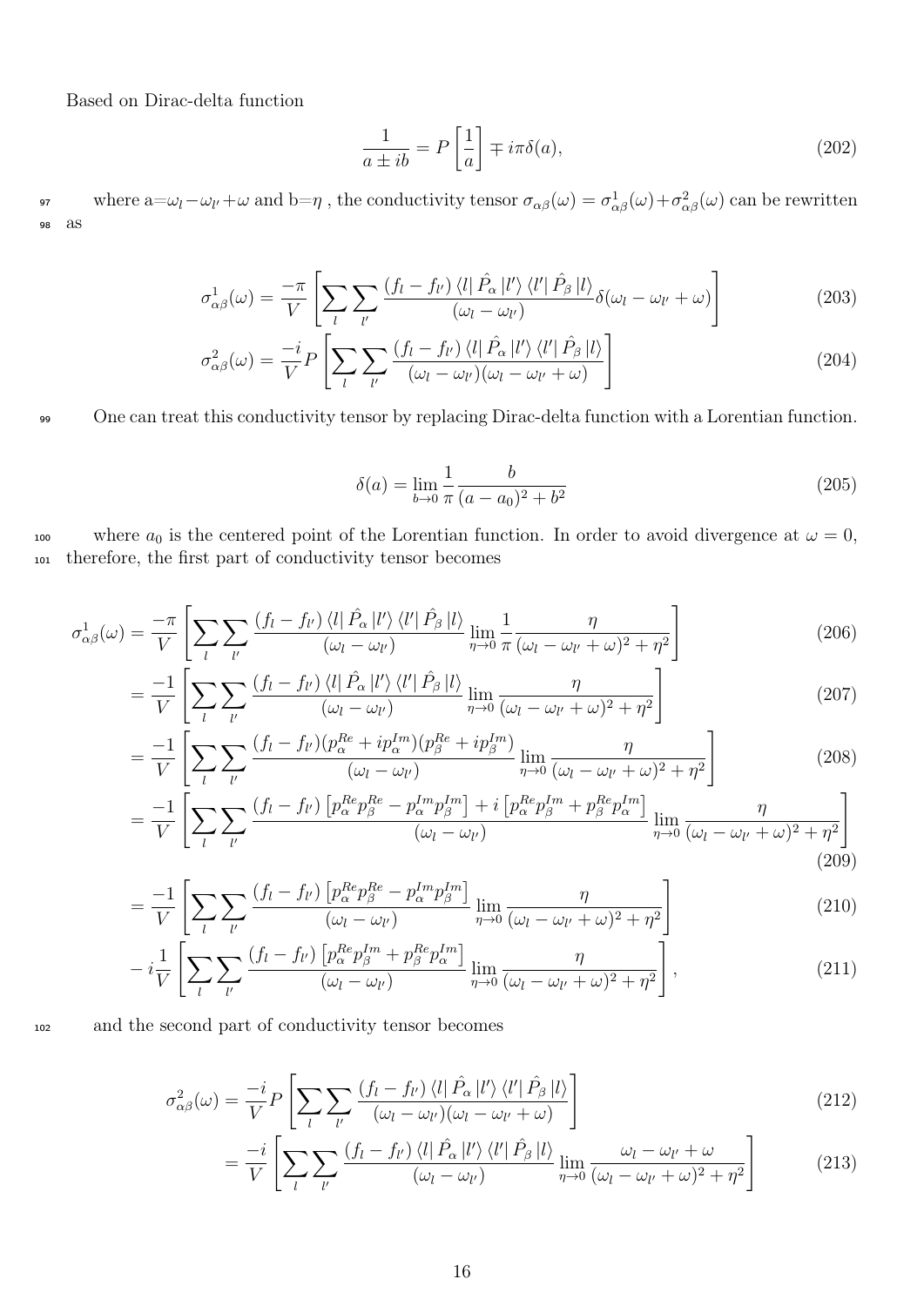Based on Dirac-delta function

$$\frac{1}{a \pm ib} = P\left[\frac{1}{a}\right] \mp i\pi\delta(a), \tag{202}$$

where a=$\omega_l - \omega_{l'} + \omega$ and b=$\eta$ , the conductivity tensor $\sigma_{\alpha\beta}(\omega) = \sigma^1_{\alpha\beta}(\omega) + \sigma^2_{\alpha\beta}(\omega)$ can be rewritten as

$$\sigma^1_{\alpha\beta}(\omega) = \frac{-\pi}{V}\left[\sum_l \sum_{l'} \frac{(f_l - f_{l'}) \langle l| \hat{P}_\alpha |l'\rangle \langle l'| \hat{P}_\beta |l\rangle}{(\omega_l - \omega_{l'})} \delta(\omega_l - \omega_{l'} + \omega)\right] \tag{203}$$

$$\sigma^2_{\alpha\beta}(\omega) = \frac{-i}{V} P\left[\sum_l \sum_{l'} \frac{(f_l - f_{l'}) \langle l| \hat{P}_\alpha |l'\rangle \langle l'| \hat{P}_\beta |l\rangle}{(\omega_l - \omega_{l'})(\omega_l - \omega_{l'} + \omega)}\right] \tag{204}$$

One can treat this conductivity tensor by replacing Dirac-delta function with a Lorentian function.

$$\delta(a) = \lim_{b \to 0} \frac{1}{\pi} \frac{b}{(a - a_0)^2 + b^2} \tag{205}$$

where $a_0$ is the centered point of the Lorentian function. In order to avoid divergence at $\omega = 0$, therefore, the first part of conductivity tensor becomes

$$\sigma^1_{\alpha\beta}(\omega) = \frac{-\pi}{V}\left[\sum_l \sum_{l'} \frac{(f_l - f_{l'}) \langle l| \hat{P}_\alpha |l'\rangle \langle l'| \hat{P}_\beta |l\rangle}{(\omega_l - \omega_{l'})} \lim_{\eta \to 0} \frac{1}{\pi} \frac{\eta}{(\omega_l - \omega_{l'} + \omega)^2 + \eta^2}\right] \tag{206}$$

$$= \frac{-1}{V}\left[\sum_l \sum_{l'} \frac{(f_l - f_{l'}) \langle l| \hat{P}_\alpha |l'\rangle \langle l'| \hat{P}_\beta |l\rangle}{(\omega_l - \omega_{l'})} \lim_{\eta \to 0} \frac{\eta}{(\omega_l - \omega_{l'} + \omega)^2 + \eta^2}\right] \tag{207}$$

$$= \frac{-1}{V}\left[\sum_l \sum_{l'} \frac{(f_l - f_{l'})(p^{Re}_\alpha + ip^{Im}_\alpha)(p^{Re}_\beta + ip^{Im}_\beta)}{(\omega_l - \omega_{l'})} \lim_{\eta \to 0} \frac{\eta}{(\omega_l - \omega_{l'} + \omega)^2 + \eta^2}\right] \tag{208}$$

$$= \frac{-1}{V}\left[\sum_l \sum_{l'} \frac{(f_l - f_{l'})\left[p^{Re}_\alpha p^{Re}_\beta - p^{Im}_\alpha p^{Im}_\beta\right] + i\left[p^{Re}_\alpha p^{Im}_\beta + p^{Re}_\beta p^{Im}_\alpha\right]}{(\omega_l - \omega_{l'})} \lim_{\eta \to 0} \frac{\eta}{(\omega_l - \omega_{l'} + \omega)^2 + \eta^2}\right] \tag{209}$$

$$= \frac{-1}{V}\left[\sum_l \sum_{l'} \frac{(f_l - f_{l'})\left[p^{Re}_\alpha p^{Re}_\beta - p^{Im}_\alpha p^{Im}_\beta\right]}{(\omega_l - \omega_{l'})} \lim_{\eta \to 0} \frac{\eta}{(\omega_l - \omega_{l'} + \omega)^2 + \eta^2}\right] \tag{210}$$

$$- i\frac{1}{V}\left[\sum_l \sum_{l'} \frac{(f_l - f_{l'})\left[p^{Re}_\alpha p^{Im}_\beta + p^{Re}_\beta p^{Im}_\alpha\right]}{(\omega_l - \omega_{l'})} \lim_{\eta \to 0} \frac{\eta}{(\omega_l - \omega_{l'} + \omega)^2 + \eta^2}\right], \tag{211}$$

and the second part of conductivity tensor becomes

$$\sigma^2_{\alpha\beta}(\omega) = \frac{-i}{V} P\left[\sum_l \sum_{l'} \frac{(f_l - f_{l'}) \langle l| \hat{P}_\alpha |l'\rangle \langle l'| \hat{P}_\beta |l\rangle}{(\omega_l - \omega_{l'})(\omega_l - \omega_{l'} + \omega)}\right] \tag{212}$$

$$= \frac{-i}{V}\left[\sum_l \sum_{l'} \frac{(f_l - f_{l'}) \langle l| \hat{P}_\alpha |l'\rangle \langle l'| \hat{P}_\beta |l\rangle}{(\omega_l - \omega_{l'})} \lim_{\eta \to 0} \frac{\omega_l - \omega_{l'} + \omega}{(\omega_l - \omega_{l'} + \omega)^2 + \eta^2}\right] \tag{213}$$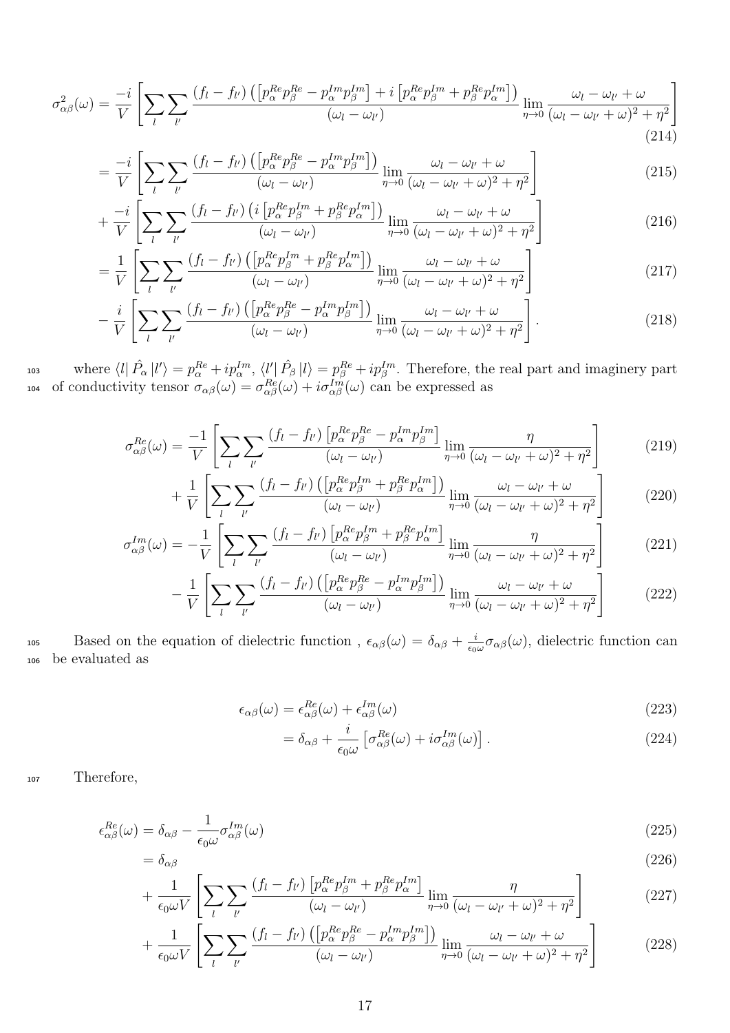$$\sigma^2_{\alpha\beta}(\omega) = \frac{-i}{V}\left[\sum_l \sum_{l'} \frac{(f_l - f_{l'})\left(\left[p^{Re}_\alpha p^{Re}_\beta - p^{Im}_\alpha p^{Im}_\beta\right] + i\left[p^{Re}_\alpha p^{Im}_\beta + p^{Re}_\beta p^{Im}_\alpha\right]\right)}{(\omega_l - \omega_{l'})} \lim_{\eta\to 0} \frac{\omega_l - \omega_{l'} + \omega}{(\omega_l - \omega_{l'} + \omega)^2 + \eta^2}\right] \tag{214}$$

$$= \frac{-i}{V}\left[\sum_l \sum_{l'} \frac{(f_l - f_{l'})\left(\left[p^{Re}_\alpha p^{Re}_\beta - p^{Im}_\alpha p^{Im}_\beta\right]\right)}{(\omega_l - \omega_{l'})} \lim_{\eta\to 0} \frac{\omega_l - \omega_{l'} + \omega}{(\omega_l - \omega_{l'} + \omega)^2 + \eta^2}\right] \tag{215}$$

$$+ \frac{-i}{V}\left[\sum_l \sum_{l'} \frac{(f_l - f_{l'})\left(i\left[p^{Re}_\alpha p^{Im}_\beta + p^{Re}_\beta p^{Im}_\alpha\right]\right)}{(\omega_l - \omega_{l'})} \lim_{\eta\to 0} \frac{\omega_l - \omega_{l'} + \omega}{(\omega_l - \omega_{l'} + \omega)^2 + \eta^2}\right] \tag{216}$$

$$= \frac{1}{V}\left[\sum_l \sum_{l'} \frac{(f_l - f_{l'})\left(\left[p^{Re}_\alpha p^{Im}_\beta + p^{Re}_\beta p^{Im}_\alpha\right]\right)}{(\omega_l - \omega_{l'})} \lim_{\eta\to 0} \frac{\omega_l - \omega_{l'} + \omega}{(\omega_l - \omega_{l'} + \omega)^2 + \eta^2}\right] \tag{217}$$

$$- \frac{i}{V}\left[\sum_l \sum_{l'} \frac{(f_l - f_{l'})\left(\left[p^{Re}_\alpha p^{Re}_\beta - p^{Im}_\alpha p^{Im}_\beta\right]\right)}{(\omega_l - \omega_{l'})} \lim_{\eta\to 0} \frac{\omega_l - \omega_{l'} + \omega}{(\omega_l - \omega_{l'} + \omega)^2 + \eta^2}\right]. \tag{218}$$

where $\langle l|\,\hat{P}_\alpha\,|l'\rangle = p^{Re}_\alpha + ip^{Im}_\alpha$, $\langle l'|\,\hat{P}_\beta\,|l\rangle = p^{Re}_\beta + ip^{Im}_\beta$. Therefore, the real part and imaginery part of conductivity tensor $\sigma_{\alpha\beta}(\omega) = \sigma^{Re}_{\alpha\beta}(\omega) + i\sigma^{Im}_{\alpha\beta}(\omega)$ can be expressed as

$$\sigma^{Re}_{\alpha\beta}(\omega) = \frac{-1}{V}\left[\sum_l \sum_{l'} \frac{(f_l - f_{l'})\left[p^{Re}_\alpha p^{Re}_\beta - p^{Im}_\alpha p^{Im}_\beta\right]}{(\omega_l - \omega_{l'})} \lim_{\eta\to 0} \frac{\eta}{(\omega_l - \omega_{l'} + \omega)^2 + \eta^2}\right] \tag{219}$$

$$+ \frac{1}{V}\left[\sum_l \sum_{l'} \frac{(f_l - f_{l'})\left(\left[p^{Re}_\alpha p^{Im}_\beta + p^{Re}_\beta p^{Im}_\alpha\right]\right)}{(\omega_l - \omega_{l'})} \lim_{\eta\to 0} \frac{\omega_l - \omega_{l'} + \omega}{(\omega_l - \omega_{l'} + \omega)^2 + \eta^2}\right] \tag{220}$$

$$\sigma^{Im}_{\alpha\beta}(\omega) = -\frac{1}{V}\left[\sum_l \sum_{l'} \frac{(f_l - f_{l'})\left[p^{Re}_\alpha p^{Im}_\beta + p^{Re}_\beta p^{Im}_\alpha\right]}{(\omega_l - \omega_{l'})} \lim_{\eta\to 0} \frac{\eta}{(\omega_l - \omega_{l'} + \omega)^2 + \eta^2}\right] \tag{221}$$

$$- \frac{1}{V}\left[\sum_l \sum_{l'} \frac{(f_l - f_{l'})\left(\left[p^{Re}_\alpha p^{Re}_\beta - p^{Im}_\alpha p^{Im}_\beta\right]\right)}{(\omega_l - \omega_{l'})} \lim_{\eta\to 0} \frac{\omega_l - \omega_{l'} + \omega}{(\omega_l - \omega_{l'} + \omega)^2 + \eta^2}\right] \tag{222}$$

Based on the equation of dielectric function , $\epsilon_{\alpha\beta}(\omega) = \delta_{\alpha\beta} + \frac{i}{\epsilon_0\omega}\sigma_{\alpha\beta}(\omega)$, dielectric function can be evaluated as

$$\epsilon_{\alpha\beta}(\omega) = \epsilon^{Re}_{\alpha\beta}(\omega) + \epsilon^{Im}_{\alpha\beta}(\omega) \tag{223}$$

$$= \delta_{\alpha\beta} + \frac{i}{\epsilon_0\omega}\left[\sigma^{Re}_{\alpha\beta}(\omega) + i\sigma^{Im}_{\alpha\beta}(\omega)\right]. \tag{224}$$

Therefore,

$$\epsilon^{Re}_{\alpha\beta}(\omega) = \delta_{\alpha\beta} - \frac{1}{\epsilon_0\omega}\sigma^{Im}_{\alpha\beta}(\omega) \tag{225}$$

$$= \delta_{\alpha\beta} \tag{226}$$

$$+ \frac{1}{\epsilon_0\omega V}\left[\sum_l \sum_{l'} \frac{(f_l - f_{l'})\left[p^{Re}_\alpha p^{Im}_\beta + p^{Re}_\beta p^{Im}_\alpha\right]}{(\omega_l - \omega_{l'})} \lim_{\eta\to 0} \frac{\eta}{(\omega_l - \omega_{l'} + \omega)^2 + \eta^2}\right] \tag{227}$$

$$+ \frac{1}{\epsilon_0\omega V}\left[\sum_l \sum_{l'} \frac{(f_l - f_{l'})\left(\left[p^{Re}_\alpha p^{Re}_\beta - p^{Im}_\alpha p^{Im}_\beta\right]\right)}{(\omega_l - \omega_{l'})} \lim_{\eta\to 0} \frac{\omega_l - \omega_{l'} + \omega}{(\omega_l - \omega_{l'} + \omega)^2 + \eta^2}\right] \tag{228}$$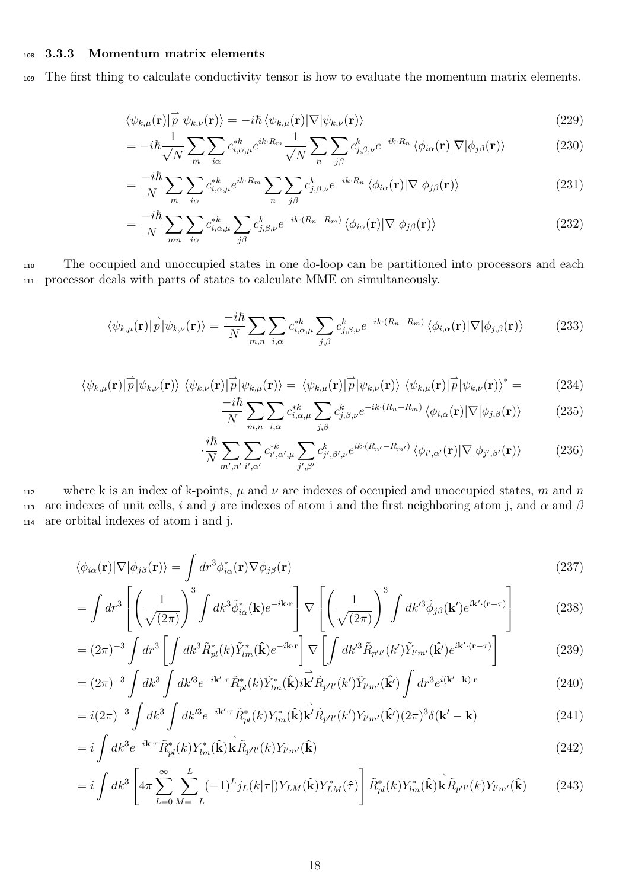### 3.3.3 Momentum matrix elements

The first thing to calculate conductivity tensor is how to evaluate the momentum matrix elements.

$$\langle\psi_{k,\mu}(\mathbf{r})|\vec{p}|\psi_{k,\nu}(\mathbf{r})\rangle = -i\hbar\,\langle\psi_{k,\mu}(\mathbf{r})|\nabla|\psi_{k,\nu}(\mathbf{r})\rangle \tag{229}$$

$$= -i\hbar\frac{1}{\sqrt{N}}\sum_{m}\sum_{i\alpha}c^{*k}_{i,\alpha,\mu}e^{ik\cdot R_m}\frac{1}{\sqrt{N}}\sum_{n}\sum_{j\beta}c^{k}_{j,\beta,\nu}e^{-ik\cdot R_n}\,\langle\phi_{i\alpha}(\mathbf{r})|\nabla|\phi_{j\beta}(\mathbf{r})\rangle \tag{230}$$

$$= \frac{-i\hbar}{N}\sum_{m}\sum_{i\alpha}c^{*k}_{i,\alpha,\mu}e^{ik\cdot R_m}\sum_{n}\sum_{j\beta}c^{k}_{j,\beta,\nu}e^{-ik\cdot R_n}\,\langle\phi_{i\alpha}(\mathbf{r})|\nabla|\phi_{j\beta}(\mathbf{r})\rangle \tag{231}$$

$$= \frac{-i\hbar}{N}\sum_{mn}\sum_{i\alpha}c^{*k}_{i,\alpha,\mu}\sum_{j\beta}c^{k}_{j,\beta,\nu}e^{-ik\cdot(R_n-R_m)}\,\langle\phi_{i\alpha}(\mathbf{r})|\nabla|\phi_{j\beta}(\mathbf{r})\rangle \tag{232}$$

The occupied and unoccupied states in one do-loop can be partitioned into processors and each processor deals with parts of states to calculate MME on simultaneously.

$$\langle\psi_{k,\mu}(\mathbf{r})|\vec{p}|\psi_{k,\nu}(\mathbf{r})\rangle = \frac{-i\hbar}{N}\sum_{m,n}\sum_{i,\alpha}c^{*k}_{i,\alpha,\mu}\sum_{j,\beta}c^{k}_{j,\beta,\nu}e^{-ik\cdot(R_n-R_m)}\,\langle\phi_{i,\alpha}(\mathbf{r})|\nabla|\phi_{j,\beta}(\mathbf{r})\rangle \tag{233}$$

$$\langle\psi_{k,\mu}(\mathbf{r})|\vec{p}|\psi_{k,\nu}(\mathbf{r})\rangle\;\langle\psi_{k,\nu}(\mathbf{r})|\vec{p}|\psi_{k,\mu}(\mathbf{r})\rangle = \langle\psi_{k,\mu}(\mathbf{r})|\vec{p}|\psi_{k,\nu}(\mathbf{r})\rangle\;\langle\psi_{k,\mu}(\mathbf{r})|\vec{p}|\psi_{k,\nu}(\mathbf{r})\rangle^{*} = \tag{234}$$

$$\frac{-i\hbar}{N}\sum_{m,n}\sum_{i,\alpha}c^{*k}_{i,\alpha,\mu}\sum_{j,\beta}c^{k}_{j,\beta,\nu}e^{-ik\cdot(R_n-R_m)}\,\langle\phi_{i,\alpha}(\mathbf{r})|\nabla|\phi_{j,\beta}(\mathbf{r})\rangle \tag{235}$$

$$\cdot\frac{i\hbar}{N}\sum_{m',n'}\sum_{i',\alpha'}c^{*k}_{i',\alpha',\mu}\sum_{j',\beta'}c^{k}_{j',\beta',\nu}e^{ik\cdot(R_{n'}-R_{m'})}\,\langle\phi_{i',\alpha'}(\mathbf{r})|\nabla|\phi_{j',\beta'}(\mathbf{r})\rangle \tag{236}$$

where k is an index of k-points, $\mu$ and $\nu$ are indexes of occupied and unoccupied states, $m$ and $n$ are indexes of unit cells, $i$ and $j$ are indexes of atom i and the first neighboring atom j, and $\alpha$ and $\beta$ are orbital indexes of atom i and j.

$$\langle\phi_{i\alpha}(\mathbf{r})|\nabla|\phi_{j\beta}(\mathbf{r})\rangle = \int dr^3\phi^{*}_{i\alpha}(\mathbf{r})\nabla\phi_{j\beta}(\mathbf{r}) \tag{237}$$

$$= \int dr^3\left[\left(\frac{1}{\sqrt{(2\pi)}}\right)^3\int dk^3\tilde{\phi}^{*}_{i\alpha}(\mathbf{k})e^{-i\mathbf{k}\cdot\mathbf{r}}\right]\nabla\left[\left(\frac{1}{\sqrt{(2\pi)}}\right)^3\int dk'^3\tilde{\phi}_{j\beta}(\mathbf{k}')e^{i\mathbf{k}'\cdot(\mathbf{r}-\tau)}\right] \tag{238}$$

$$= (2\pi)^{-3}\int dr^3\left[\int dk^3\tilde{R}^{*}_{pl}(k)\tilde{Y}^{*}_{lm}(\hat{\mathbf{k}})e^{-i\mathbf{k}\cdot\mathbf{r}}\right]\nabla\left[\int dk'^3\tilde{R}_{p'l'}(k')\tilde{Y}_{l'm'}(\hat{\mathbf{k}'})e^{i\mathbf{k}'\cdot(\mathbf{r}-\tau)}\right] \tag{239}$$

$$= (2\pi)^{-3}\int dk^3\int dk'^3 e^{-i\mathbf{k}'\cdot\tau}\tilde{R}^{*}_{pl}(k)\tilde{Y}^{*}_{lm}(\hat{\mathbf{k}})i\vec{\mathbf{k}'}\tilde{R}_{p'l'}(k')\tilde{Y}_{l'm'}(\hat{\mathbf{k}'})\int dr^3 e^{i(\mathbf{k}'-\mathbf{k})\cdot\mathbf{r}} \tag{240}$$

$$= i(2\pi)^{-3}\int dk^3\int dk'^3 e^{-i\mathbf{k}'\cdot\tau}\tilde{R}^{*}_{pl}(k)Y^{*}_{lm}(\hat{\mathbf{k}})\vec{\mathbf{k}'}\tilde{R}_{p'l'}(k')Y_{l'm'}(\hat{\mathbf{k}'})(2\pi)^3\delta(\mathbf{k}'-\mathbf{k}) \tag{241}$$

$$= i\int dk^3 e^{-i\mathbf{k}\cdot\tau}\tilde{R}^{*}_{pl}(k)Y^{*}_{lm}(\hat{\mathbf{k}})\vec{\mathbf{k}}\tilde{R}_{p'l'}(k)Y_{l'm'}(\hat{\mathbf{k}}) \tag{242}$$

$$= i\int dk^3\left[4\pi\sum_{L=0}^{\infty}\sum_{M=-L}^{L}(-1)^L j_L(k|\tau|)Y_{LM}(\hat{\mathbf{k}})Y^{*}_{LM}(\hat{\tau})\right]\tilde{R}^{*}_{pl}(k)Y^{*}_{lm}(\hat{\mathbf{k}})\vec{\mathbf{k}}\tilde{R}_{p'l'}(k)Y_{l'm'}(\hat{\mathbf{k}}) \tag{243}$$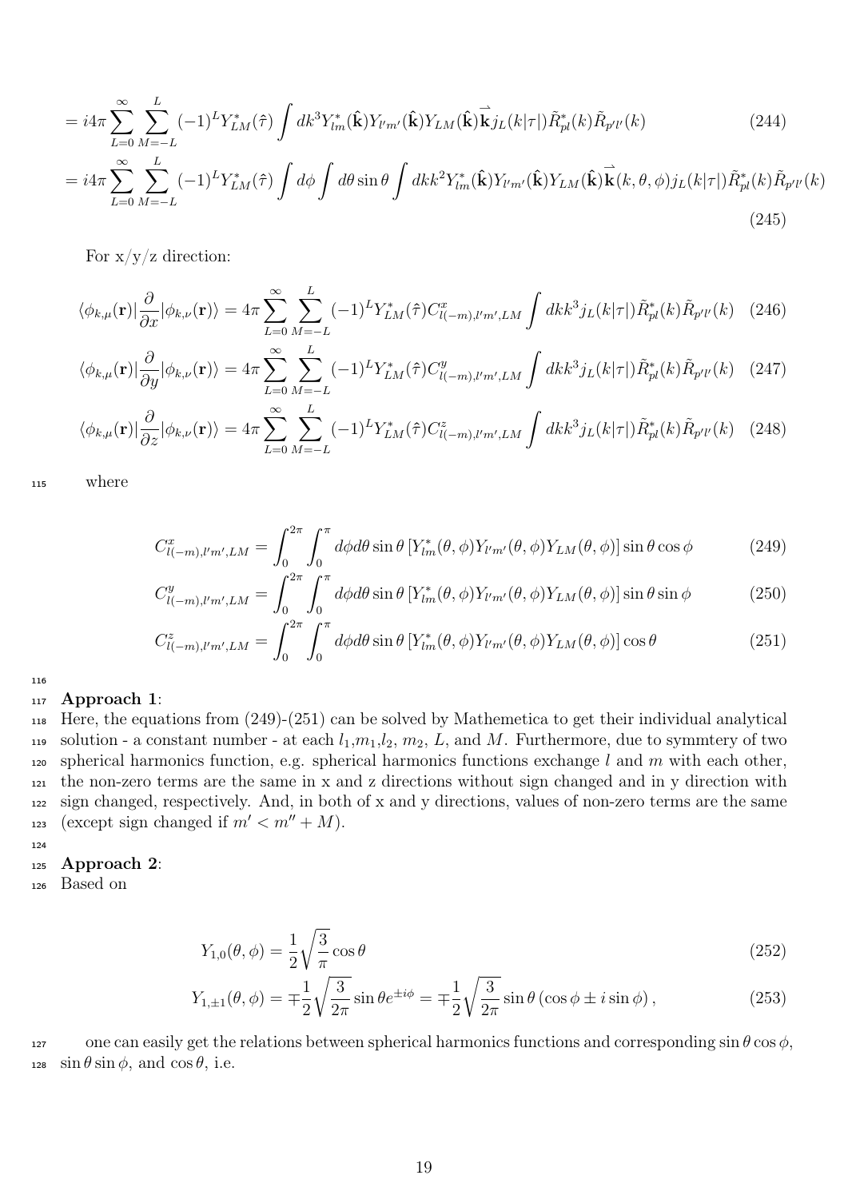$$= i4\pi \sum_{L=0}^{\infty} \sum_{M=-L}^{L} (-1)^L Y_{LM}^*(\hat{\tau}) \int dk^3 Y_{lm}^*(\hat{\mathbf{k}}) Y_{l'm'}(\hat{\mathbf{k}}) Y_{LM}(\hat{\mathbf{k}}) \vec{\mathbf{k}} j_L(k|\tau|) \tilde{R}_{pl}^*(k) \tilde{R}_{p'l'}(k) \tag{244}$$

$$= i4\pi \sum_{L=0}^{\infty} \sum_{M=-L}^{L} (-1)^L Y_{LM}^*(\hat{\tau}) \int d\phi \int d\theta \sin\theta \int dk k^2 Y_{lm}^*(\hat{\mathbf{k}}) Y_{l'm'}(\hat{\mathbf{k}}) Y_{LM}(\hat{\mathbf{k}}) \vec{\mathbf{k}}(k,\theta,\phi) j_L(k|\tau|) \tilde{R}_{pl}^*(k) \tilde{R}_{p'l'}(k) \tag{245}$$

For x/y/z direction:

$$\langle \phi_{k,\mu}(\mathbf{r}) | \frac{\partial}{\partial x} | \phi_{k,\nu}(\mathbf{r}) \rangle = 4\pi \sum_{L=0}^{\infty} \sum_{M=-L}^{L} (-1)^L Y_{LM}^*(\hat{\tau}) C^x_{l(-m),l'm',LM} \int dk k^3 j_L(k|\tau|) \tilde{R}_{pl}^*(k) \tilde{R}_{p'l'}(k) \tag{246}$$

$$\langle \phi_{k,\mu}(\mathbf{r}) | \frac{\partial}{\partial y} | \phi_{k,\nu}(\mathbf{r}) \rangle = 4\pi \sum_{L=0}^{\infty} \sum_{M=-L}^{L} (-1)^L Y_{LM}^*(\hat{\tau}) C^y_{l(-m),l'm',LM} \int dk k^3 j_L(k|\tau|) \tilde{R}_{pl}^*(k) \tilde{R}_{p'l'}(k) \tag{247}$$

$$\langle \phi_{k,\mu}(\mathbf{r}) | \frac{\partial}{\partial z} | \phi_{k,\nu}(\mathbf{r}) \rangle = 4\pi \sum_{L=0}^{\infty} \sum_{M=-L}^{L} (-1)^L Y_{LM}^*(\hat{\tau}) C^z_{l(-m),l'm',LM} \int dk k^3 j_L(k|\tau|) \tilde{R}_{pl}^*(k) \tilde{R}_{p'l'}(k) \tag{248}$$

where

$$C^x_{l(-m),l'm',LM} = \int_0^{2\pi} \int_0^{\pi} d\phi d\theta \sin\theta \left[ Y_{lm}^*(\theta,\phi) Y_{l'm'}(\theta,\phi) Y_{LM}(\theta,\phi) \right] \sin\theta \cos\phi \tag{249}$$

$$C^y_{l(-m),l'm',LM} = \int_0^{2\pi} \int_0^{\pi} d\phi d\theta \sin\theta \left[ Y_{lm}^*(\theta,\phi) Y_{l'm'}(\theta,\phi) Y_{LM}(\theta,\phi) \right] \sin\theta \sin\phi \tag{250}$$

$$C^z_{l(-m),l'm',LM} = \int_0^{2\pi} \int_0^{\pi} d\phi d\theta \sin\theta \left[ Y_{lm}^*(\theta,\phi) Y_{l'm'}(\theta,\phi) Y_{LM}(\theta,\phi) \right] \cos\theta \tag{251}$$

**Approach 1**:
Here, the equations from (249)-(251) can be solved by Mathemetica to get their individual analytical solution - a constant number - at each $l_1$,$m_1$,$l_2$, $m_2$, $L$, and $M$. Furthermore, due to symmtery of two spherical harmonics function, e.g. spherical harmonics functions exchange $l$ and $m$ with each other, the non-zero terms are the same in x and z directions without sign changed and in y direction with sign changed, respectively. And, in both of x and y directions, values of non-zero terms are the same (except sign changed if $m' < m'' + M$).

**Approach 2**:
Based on

$$Y_{1,0}(\theta,\phi) = \frac{1}{2}\sqrt{\frac{3}{\pi}} \cos\theta \tag{252}$$

$$Y_{1,\pm 1}(\theta,\phi) = \mp \frac{1}{2}\sqrt{\frac{3}{2\pi}} \sin\theta e^{\pm i\phi} = \mp \frac{1}{2}\sqrt{\frac{3}{2\pi}} \sin\theta \left(\cos\phi \pm i \sin\phi\right), \tag{253}$$

one can easily get the relations between spherical harmonics functions and corresponding $\sin\theta\cos\phi$, $\sin\theta\sin\phi$, and $\cos\theta$, i.e.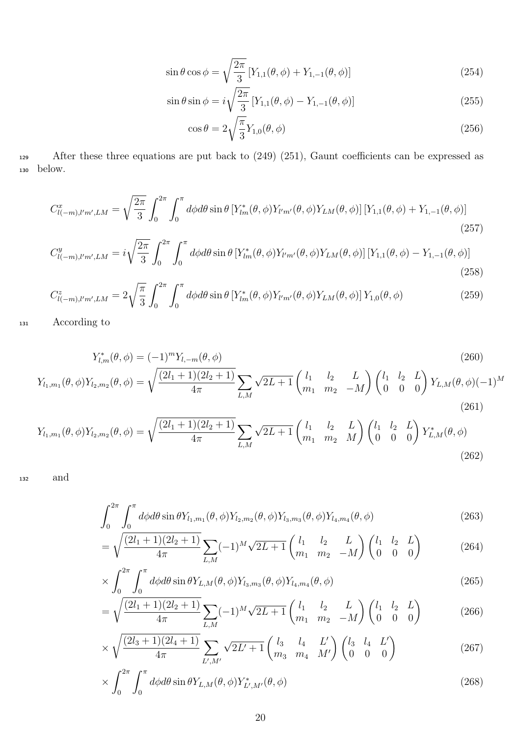$$\sin\theta\cos\phi = \sqrt{\frac{2\pi}{3}}\left[Y_{1,1}(\theta,\phi) + Y_{1,-1}(\theta,\phi)\right] \tag{254}$$

$$\sin\theta\sin\phi = i\sqrt{\frac{2\pi}{3}}\left[Y_{1,1}(\theta,\phi) - Y_{1,-1}(\theta,\phi)\right] \tag{255}$$

$$\cos\theta = 2\sqrt{\frac{\pi}{3}}Y_{1,0}(\theta,\phi) \tag{256}$$

After these three equations are put back to (249) (251), Gaunt coefficients can be expressed as below.

$$C^x_{l(-m),l'm',LM} = \sqrt{\frac{2\pi}{3}}\int_0^{2\pi}\int_0^{\pi} d\phi d\theta \sin\theta \left[Y^*_{lm}(\theta,\phi)Y_{l'm'}(\theta,\phi)Y_{LM}(\theta,\phi)\right]\left[Y_{1,1}(\theta,\phi) + Y_{1,-1}(\theta,\phi)\right] \tag{257}$$

$$C^y_{l(-m),l'm',LM} = i\sqrt{\frac{2\pi}{3}}\int_0^{2\pi}\int_0^{\pi} d\phi d\theta \sin\theta \left[Y^*_{lm}(\theta,\phi)Y_{l'm'}(\theta,\phi)Y_{LM}(\theta,\phi)\right]\left[Y_{1,1}(\theta,\phi) - Y_{1,-1}(\theta,\phi)\right] \tag{258}$$

$$C^z_{l(-m),l'm',LM} = 2\sqrt{\frac{\pi}{3}}\int_0^{2\pi}\int_0^{\pi} d\phi d\theta \sin\theta \left[Y^*_{lm}(\theta,\phi)Y_{l'm'}(\theta,\phi)Y_{LM}(\theta,\phi)\right]Y_{1,0}(\theta,\phi) \tag{259}$$

According to

$$Y^*_{l,m}(\theta,\phi) = (-1)^m Y_{l,-m}(\theta,\phi) \tag{260}$$

$$Y_{l_1,m_1}(\theta,\phi)Y_{l_2,m_2}(\theta,\phi) = \sqrt{\frac{(2l_1+1)(2l_2+1)}{4\pi}}\sum_{L,M}\sqrt{2L+1}\begin{pmatrix} l_1 & l_2 & L \\ m_1 & m_2 & -M\end{pmatrix}\begin{pmatrix} l_1 & l_2 & L \\ 0 & 0 & 0\end{pmatrix}Y_{L,M}(\theta,\phi)(-1)^M \tag{261}$$

$$Y_{l_1,m_1}(\theta,\phi)Y_{l_2,m_2}(\theta,\phi) = \sqrt{\frac{(2l_1+1)(2l_2+1)}{4\pi}}\sum_{L,M}\sqrt{2L+1}\begin{pmatrix} l_1 & l_2 & L \\ m_1 & m_2 & M\end{pmatrix}\begin{pmatrix} l_1 & l_2 & L \\ 0 & 0 & 0\end{pmatrix}Y^*_{L,M}(\theta,\phi) \tag{262}$$

and

$$\int_0^{2\pi}\int_0^{\pi} d\phi d\theta \sin\theta Y_{l_1,m_1}(\theta,\phi)Y_{l_2,m_2}(\theta,\phi)Y_{l_3,m_3}(\theta,\phi)Y_{l_4,m_4}(\theta,\phi) \tag{263}$$

$$= \sqrt{\frac{(2l_1+1)(2l_2+1)}{4\pi}}\sum_{L,M}(-1)^M\sqrt{2L+1}\begin{pmatrix} l_1 & l_2 & L \\ m_1 & m_2 & -M\end{pmatrix}\begin{pmatrix} l_1 & l_2 & L \\ 0 & 0 & 0\end{pmatrix} \tag{264}$$

$$\times \int_0^{2\pi}\int_0^{\pi} d\phi d\theta \sin\theta Y_{L,M}(\theta,\phi)Y_{l_3,m_3}(\theta,\phi)Y_{l_4,m_4}(\theta,\phi) \tag{265}$$

$$= \sqrt{\frac{(2l_1+1)(2l_2+1)}{4\pi}}\sum_{L,M}(-1)^M\sqrt{2L+1}\begin{pmatrix} l_1 & l_2 & L \\ m_1 & m_2 & -M\end{pmatrix}\begin{pmatrix} l_1 & l_2 & L \\ 0 & 0 & 0\end{pmatrix} \tag{266}$$

$$\times \sqrt{\frac{(2l_3+1)(2l_4+1)}{4\pi}}\sum_{L',M'}\sqrt{2L'+1}\begin{pmatrix} l_3 & l_4 & L' \\ m_3 & m_4 & M'\end{pmatrix}\begin{pmatrix} l_3 & l_4 & L' \\ 0 & 0 & 0\end{pmatrix} \tag{267}$$

$$\times \int_0^{2\pi}\int_0^{\pi} d\phi d\theta \sin\theta Y_{L,M}(\theta,\phi)Y^*_{L',M'}(\theta,\phi) \tag{268}$$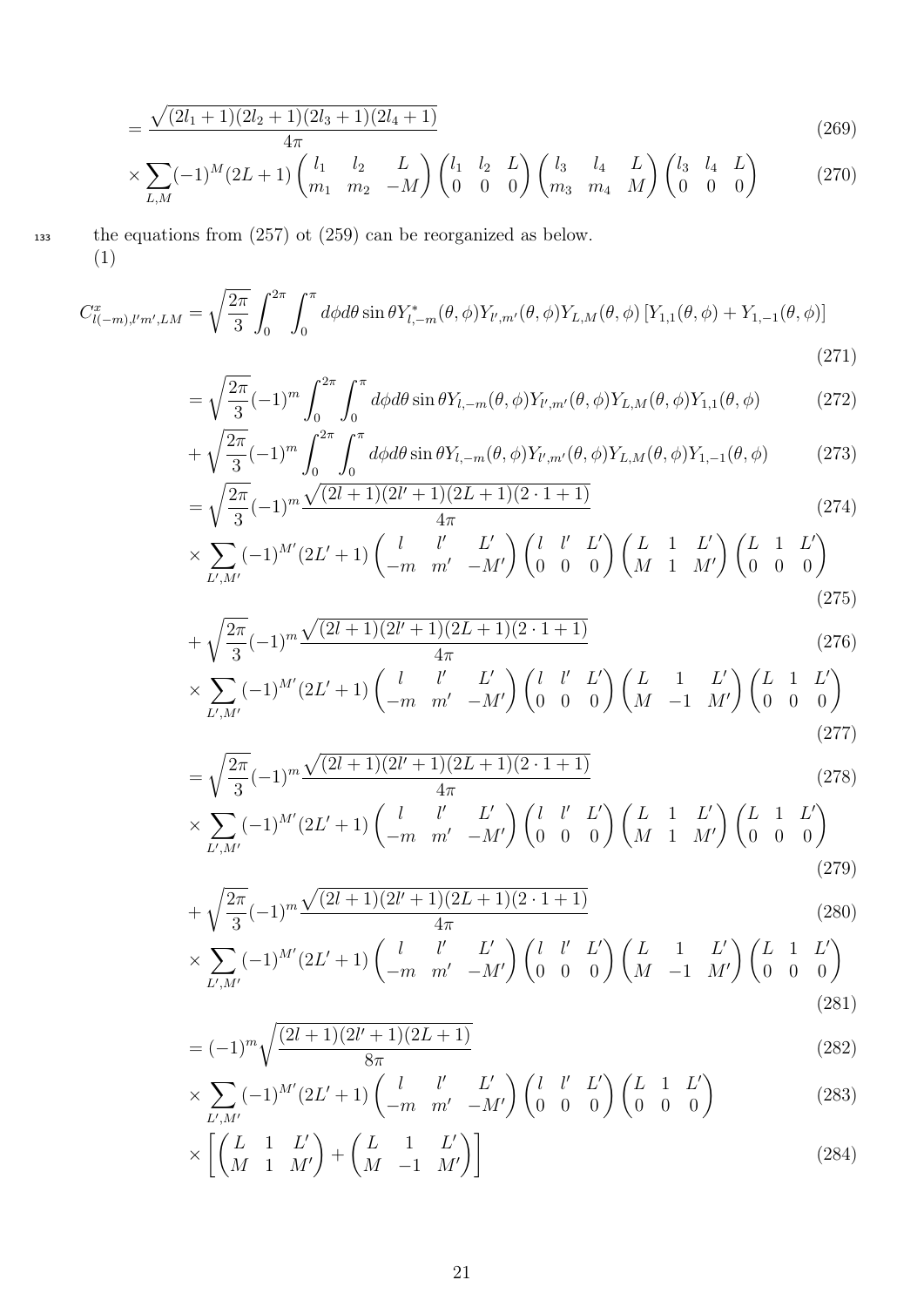$$= \frac{\sqrt{(2l_1+1)(2l_2+1)(2l_3+1)(2l_4+1)}}{4\pi} \tag{269}$$

$$\times \sum_{L,M} (-1)^M (2L+1) \begin{pmatrix} l_1 & l_2 & L \\ m_1 & m_2 & -M \end{pmatrix} \begin{pmatrix} l_1 & l_2 & L \\ 0 & 0 & 0 \end{pmatrix} \begin{pmatrix} l_3 & l_4 & L \\ m_3 & m_4 & M \end{pmatrix} \begin{pmatrix} l_3 & l_4 & L \\ 0 & 0 & 0 \end{pmatrix} \tag{270}$$

the equations from (257) ot (259) can be reorganized as below.
(1)

$$C^x_{l(-m),l'm',LM} = \sqrt{\frac{2\pi}{3}} \int_0^{2\pi} \int_0^{\pi} d\phi d\theta \sin\theta Y^*_{l,-m}(\theta,\phi) Y_{l',m'}(\theta,\phi) Y_{L,M}(\theta,\phi) \left[ Y_{1,1}(\theta,\phi) + Y_{1,-1}(\theta,\phi) \right] \tag{271}$$

$$= \sqrt{\frac{2\pi}{3}} (-1)^m \int_0^{2\pi} \int_0^{\pi} d\phi d\theta \sin\theta Y_{l,-m}(\theta,\phi) Y_{l',m'}(\theta,\phi) Y_{L,M}(\theta,\phi) Y_{1,1}(\theta,\phi) \tag{272}$$

$$+ \sqrt{\frac{2\pi}{3}} (-1)^m \int_0^{2\pi} \int_0^{\pi} d\phi d\theta \sin\theta Y_{l,-m}(\theta,\phi) Y_{l',m'}(\theta,\phi) Y_{L,M}(\theta,\phi) Y_{1,-1}(\theta,\phi) \tag{273}$$

$$= \sqrt{\frac{2\pi}{3}} (-1)^m \frac{\sqrt{(2l+1)(2l'+1)(2L+1)(2\cdot 1+1)}}{4\pi} \tag{274}$$

$$\times \sum_{L',M'} (-1)^{M'} (2L'+1) \begin{pmatrix} l & l' & L' \\ -m & m' & -M' \end{pmatrix} \begin{pmatrix} l & l' & L' \\ 0 & 0 & 0 \end{pmatrix} \begin{pmatrix} L & 1 & L' \\ M & 1 & M' \end{pmatrix} \begin{pmatrix} L & 1 & L' \\ 0 & 0 & 0 \end{pmatrix} \tag{275}$$

$$+ \sqrt{\frac{2\pi}{3}} (-1)^m \frac{\sqrt{(2l+1)(2l'+1)(2L+1)(2\cdot 1+1)}}{4\pi} \tag{276}$$

$$\times \sum_{L',M'} (-1)^{M'} (2L'+1) \begin{pmatrix} l & l' & L' \\ -m & m' & -M' \end{pmatrix} \begin{pmatrix} l & l' & L' \\ 0 & 0 & 0 \end{pmatrix} \begin{pmatrix} L & 1 & L' \\ M & -1 & M' \end{pmatrix} \begin{pmatrix} L & 1 & L' \\ 0 & 0 & 0 \end{pmatrix} \tag{277}$$

$$= \sqrt{\frac{2\pi}{3}} (-1)^m \frac{\sqrt{(2l+1)(2l'+1)(2L+1)(2\cdot 1+1)}}{4\pi} \tag{278}$$

$$\times \sum_{L',M'} (-1)^{M'} (2L'+1) \begin{pmatrix} l & l' & L' \\ -m & m' & -M' \end{pmatrix} \begin{pmatrix} l & l' & L' \\ 0 & 0 & 0 \end{pmatrix} \begin{pmatrix} L & 1 & L' \\ M & 1 & M' \end{pmatrix} \begin{pmatrix} L & 1 & L' \\ 0 & 0 & 0 \end{pmatrix} \tag{279}$$

$$+ \sqrt{\frac{2\pi}{3}} (-1)^m \frac{\sqrt{(2l+1)(2l'+1)(2L+1)(2\cdot 1+1)}}{4\pi} \tag{280}$$

$$\times \sum_{L',M'} (-1)^{M'} (2L'+1) \begin{pmatrix} l & l' & L' \\ -m & m' & -M' \end{pmatrix} \begin{pmatrix} l & l' & L' \\ 0 & 0 & 0 \end{pmatrix} \begin{pmatrix} L & 1 & L' \\ M & -1 & M' \end{pmatrix} \begin{pmatrix} L & 1 & L' \\ 0 & 0 & 0 \end{pmatrix} \tag{281}$$

$$= (-1)^m \sqrt{\frac{(2l+1)(2l'+1)(2L+1)}{8\pi}} \tag{282}$$

$$\times \sum_{L',M'} (-1)^{M'} (2L'+1) \begin{pmatrix} l & l' & L' \\ -m & m' & -M' \end{pmatrix} \begin{pmatrix} l & l' & L' \\ 0 & 0 & 0 \end{pmatrix} \begin{pmatrix} L & 1 & L' \\ 0 & 0 & 0 \end{pmatrix} \tag{283}$$

$$\times \left[ \begin{pmatrix} L & 1 & L' \\ M & 1 & M' \end{pmatrix} + \begin{pmatrix} L & 1 & L' \\ M & -1 & M' \end{pmatrix} \right] \tag{284}$$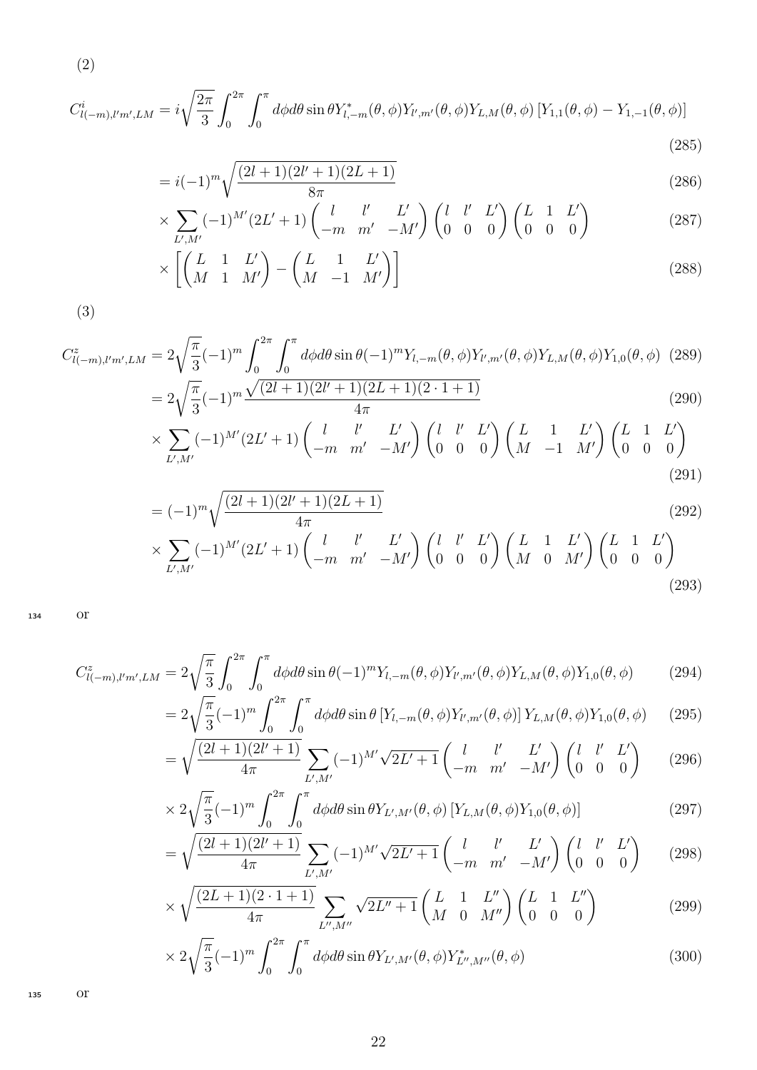(2)

$$C^{i}_{l(-m),l'm',LM} = i\sqrt{\frac{2\pi}{3}}\int_0^{2\pi}\int_0^{\pi} d\phi d\theta \sin\theta Y^{*}_{l,-m}(\theta,\phi)Y_{l',m'}(\theta,\phi)Y_{L,M}(\theta,\phi)\left[Y_{1,1}(\theta,\phi) - Y_{1,-1}(\theta,\phi)\right] \tag{285}$$

$$= i(-1)^m\sqrt{\frac{(2l+1)(2l'+1)(2L+1)}{8\pi}} \tag{286}$$

$$\times \sum_{L',M'}(-1)^{M'}(2L'+1)\begin{pmatrix} l & l' & L' \\ -m & m' & -M'\end{pmatrix}\begin{pmatrix} l & l' & L' \\ 0 & 0 & 0\end{pmatrix}\begin{pmatrix} L & 1 & L' \\ 0 & 0 & 0\end{pmatrix} \tag{287}$$

$$\times \left[\begin{pmatrix} L & 1 & L' \\ M & 1 & M'\end{pmatrix} - \begin{pmatrix} L & 1 & L' \\ M & -1 & M'\end{pmatrix}\right] \tag{288}$$

(3)

$$C^{z}_{l(-m),l'm',LM} = 2\sqrt{\frac{\pi}{3}}(-1)^m\int_0^{2\pi}\int_0^{\pi} d\phi d\theta \sin\theta (-1)^m Y_{l,-m}(\theta,\phi)Y_{l',m'}(\theta,\phi)Y_{L,M}(\theta,\phi)Y_{1,0}(\theta,\phi) \tag{289}$$

$$= 2\sqrt{\frac{\pi}{3}}(-1)^m\frac{\sqrt{(2l+1)(2l'+1)(2L+1)(2\cdot 1+1)}}{4\pi} \tag{290}$$

$$\times \sum_{L',M'}(-1)^{M'}(2L'+1)\begin{pmatrix} l & l' & L' \\ -m & m' & -M'\end{pmatrix}\begin{pmatrix} l & l' & L' \\ 0 & 0 & 0\end{pmatrix}\begin{pmatrix} L & 1 & L' \\ M & -1 & M'\end{pmatrix}\begin{pmatrix} L & 1 & L' \\ 0 & 0 & 0\end{pmatrix} \tag{291}$$

$$= (-1)^m\sqrt{\frac{(2l+1)(2l'+1)(2L+1)}{4\pi}} \tag{292}$$

$$\times \sum_{L',M'}(-1)^{M'}(2L'+1)\begin{pmatrix} l & l' & L' \\ -m & m' & -M'\end{pmatrix}\begin{pmatrix} l & l' & L' \\ 0 & 0 & 0\end{pmatrix}\begin{pmatrix} L & 1 & L' \\ M & 0 & M'\end{pmatrix}\begin{pmatrix} L & 1 & L' \\ 0 & 0 & 0\end{pmatrix} \tag{293}$$

or

$$C^{z}_{l(-m),l'm',LM} = 2\sqrt{\frac{\pi}{3}}\int_0^{2\pi}\int_0^{\pi} d\phi d\theta \sin\theta (-1)^m Y_{l,-m}(\theta,\phi)Y_{l',m'}(\theta,\phi)Y_{L,M}(\theta,\phi)Y_{1,0}(\theta,\phi) \tag{294}$$

$$= 2\sqrt{\frac{\pi}{3}}(-1)^m\int_0^{2\pi}\int_0^{\pi} d\phi d\theta \sin\theta \left[Y_{l,-m}(\theta,\phi)Y_{l',m'}(\theta,\phi)\right]Y_{L,M}(\theta,\phi)Y_{1,0}(\theta,\phi) \tag{295}$$

$$= \sqrt{\frac{(2l+1)(2l'+1)}{4\pi}}\sum_{L',M'}(-1)^{M'}\sqrt{2L'+1}\begin{pmatrix} l & l' & L' \\ -m & m' & -M'\end{pmatrix}\begin{pmatrix} l & l' & L' \\ 0 & 0 & 0\end{pmatrix} \tag{296}$$

$$\times 2\sqrt{\frac{\pi}{3}}(-1)^m\int_0^{2\pi}\int_0^{\pi} d\phi d\theta \sin\theta Y_{L',M'}(\theta,\phi)\left[Y_{L,M}(\theta,\phi)Y_{1,0}(\theta,\phi)\right] \tag{297}$$

$$= \sqrt{\frac{(2l+1)(2l'+1)}{4\pi}}\sum_{L',M'}(-1)^{M'}\sqrt{2L'+1}\begin{pmatrix} l & l' & L' \\ -m & m' & -M'\end{pmatrix}\begin{pmatrix} l & l' & L' \\ 0 & 0 & 0\end{pmatrix} \tag{298}$$

$$\times \sqrt{\frac{(2L+1)(2\cdot 1+1)}{4\pi}}\sum_{L'',M''}\sqrt{2L''+1}\begin{pmatrix} L & 1 & L'' \\ M & 0 & M''\end{pmatrix}\begin{pmatrix} L & 1 & L'' \\ 0 & 0 & 0\end{pmatrix} \tag{299}$$

$$\times 2\sqrt{\frac{\pi}{3}}(-1)^m\int_0^{2\pi}\int_0^{\pi} d\phi d\theta \sin\theta Y_{L',M'}(\theta,\phi)Y^{*}_{L'',M''}(\theta,\phi) \tag{300}$$

or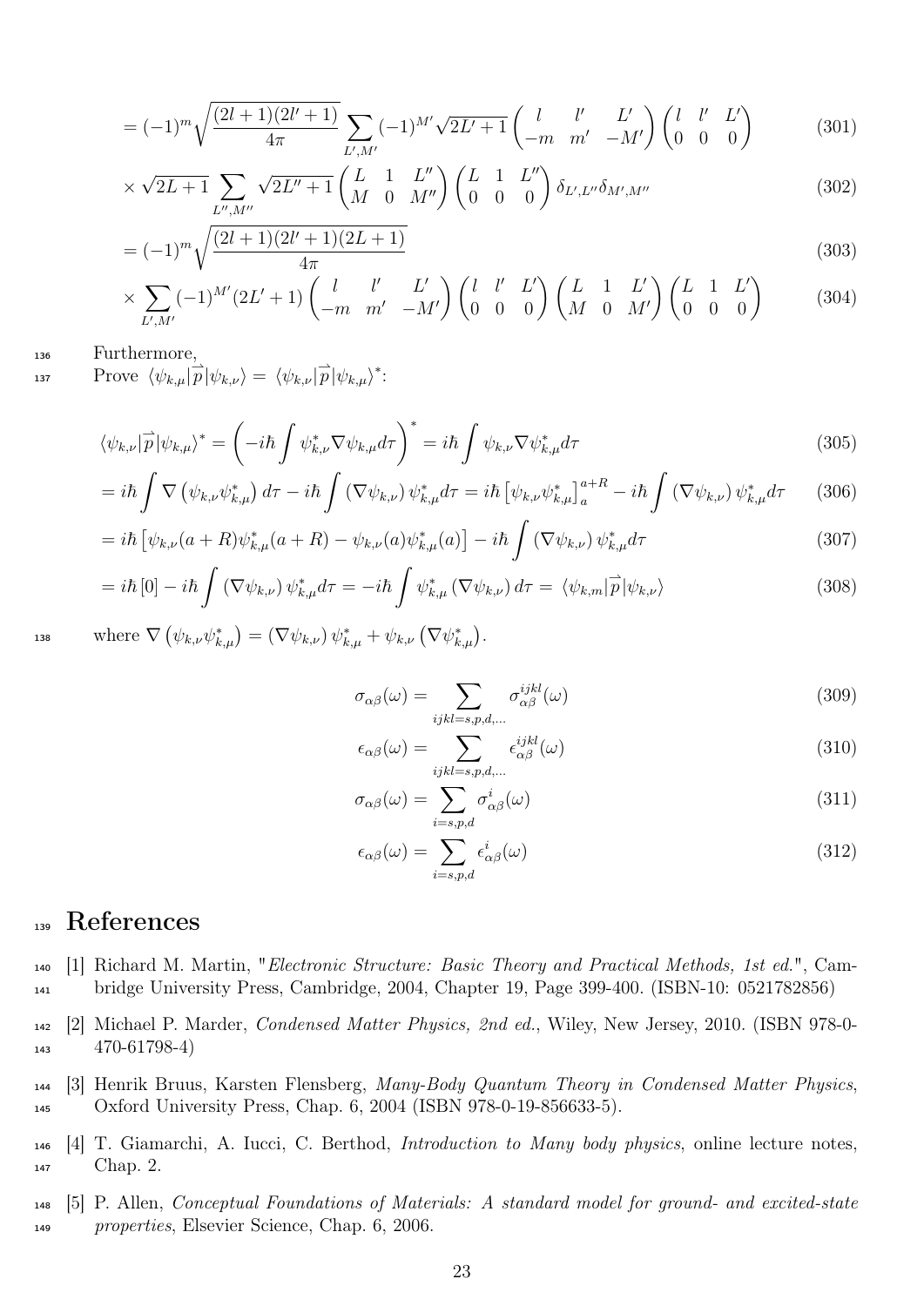$$= (-1)^m \sqrt{\frac{(2l+1)(2l'+1)}{4\pi}} \sum_{L',M'} (-1)^{M'} \sqrt{2L'+1} \begin{pmatrix} l & l' & L' \\ -m & m' & -M' \end{pmatrix} \begin{pmatrix} l & l' & L' \\ 0 & 0 & 0 \end{pmatrix} \tag{301}$$

$$\times \sqrt{2L+1} \sum_{L'',M''} \sqrt{2L''+1} \begin{pmatrix} L & 1 & L'' \\ M & 0 & M'' \end{pmatrix} \begin{pmatrix} L & 1 & L'' \\ 0 & 0 & 0 \end{pmatrix} \delta_{L',L''} \delta_{M',M''} \tag{302}$$

$$= (-1)^m \sqrt{\frac{(2l+1)(2l'+1)(2L+1)}{4\pi}} \tag{303}$$

$$\times \sum_{L',M'} (-1)^{M'} (2L'+1) \begin{pmatrix} l & l' & L' \\ -m & m' & -M' \end{pmatrix} \begin{pmatrix} l & l' & L' \\ 0 & 0 & 0 \end{pmatrix} \begin{pmatrix} L & 1 & L' \\ M & 0 & M' \end{pmatrix} \begin{pmatrix} L & 1 & L' \\ 0 & 0 & 0 \end{pmatrix} \tag{304}$$

Furthermore,

Prove $\langle \psi_{k,\mu} | \vec{p} | \psi_{k,\nu} \rangle = \langle \psi_{k,\nu} | \vec{p} | \psi_{k,\mu} \rangle^*$:

$$\langle \psi_{k,\nu} | \vec{p} | \psi_{k,\mu} \rangle^* = \left( -i\hbar \int \psi_{k,\nu}^* \nabla \psi_{k,\mu} d\tau \right)^* = i\hbar \int \psi_{k,\nu} \nabla \psi_{k,\mu}^* d\tau \tag{305}$$

$$= i\hbar \int \nabla \left( \psi_{k,\nu} \psi_{k,\mu}^* \right) d\tau - i\hbar \int \left( \nabla \psi_{k,\nu} \right) \psi_{k,\mu}^* d\tau = i\hbar \left[ \psi_{k,\nu} \psi_{k,\mu}^* \right]_a^{a+R} - i\hbar \int \left( \nabla \psi_{k,\nu} \right) \psi_{k,\mu}^* d\tau \tag{306}$$

$$= i\hbar \left[ \psi_{k,\nu}(a+R) \psi_{k,\mu}^*(a+R) - \psi_{k,\nu}(a) \psi_{k,\mu}^*(a) \right] - i\hbar \int \left( \nabla \psi_{k,\nu} \right) \psi_{k,\mu}^* d\tau \tag{307}$$

$$= i\hbar \left[ 0 \right] - i\hbar \int \left( \nabla \psi_{k,\nu} \right) \psi_{k,\mu}^* d\tau = -i\hbar \int \psi_{k,\mu}^* \left( \nabla \psi_{k,\nu} \right) d\tau = \langle \psi_{k,m} | \vec{p} | \psi_{k,\nu} \rangle \tag{308}$$

where $\nabla \left( \psi_{k,\nu} \psi_{k,\mu}^* \right) = \left( \nabla \psi_{k,\nu} \right) \psi_{k,\mu}^* + \psi_{k,\nu} \left( \nabla \psi_{k,\mu}^* \right)$.

$$\sigma_{\alpha\beta}(\omega) = \sum_{ijkl=s,p,d,\ldots} \sigma_{\alpha\beta}^{ijkl}(\omega) \tag{309}$$

$$\epsilon_{\alpha\beta}(\omega) = \sum_{ijkl=s,p,d,\ldots} \epsilon_{\alpha\beta}^{ijkl}(\omega) \tag{310}$$

$$\sigma_{\alpha\beta}(\omega) = \sum_{i=s,p,d} \sigma_{\alpha\beta}^{i}(\omega) \tag{311}$$

$$\epsilon_{\alpha\beta}(\omega) = \sum_{i=s,p,d} \epsilon_{\alpha\beta}^{i}(\omega) \tag{312}$$

# References

[1] Richard M. Martin, "*Electronic Structure: Basic Theory and Practical Methods, 1st ed.*", Cambridge University Press, Cambridge, 2004, Chapter 19, Page 399-400. (ISBN-10: 0521782856)

[2] Michael P. Marder, *Condensed Matter Physics, 2nd ed.*, Wiley, New Jersey, 2010. (ISBN 978-0-470-61798-4)

[3] Henrik Bruus, Karsten Flensberg, *Many-Body Quantum Theory in Condensed Matter Physics*, Oxford University Press, Chap. 6, 2004 (ISBN 978-0-19-856633-5).

[4] T. Giamarchi, A. Iucci, C. Berthod, *Introduction to Many body physics*, online lecture notes, Chap. 2.

[5] P. Allen, *Conceptual Foundations of Materials: A standard model for ground- and excited-state properties*, Elsevier Science, Chap. 6, 2006.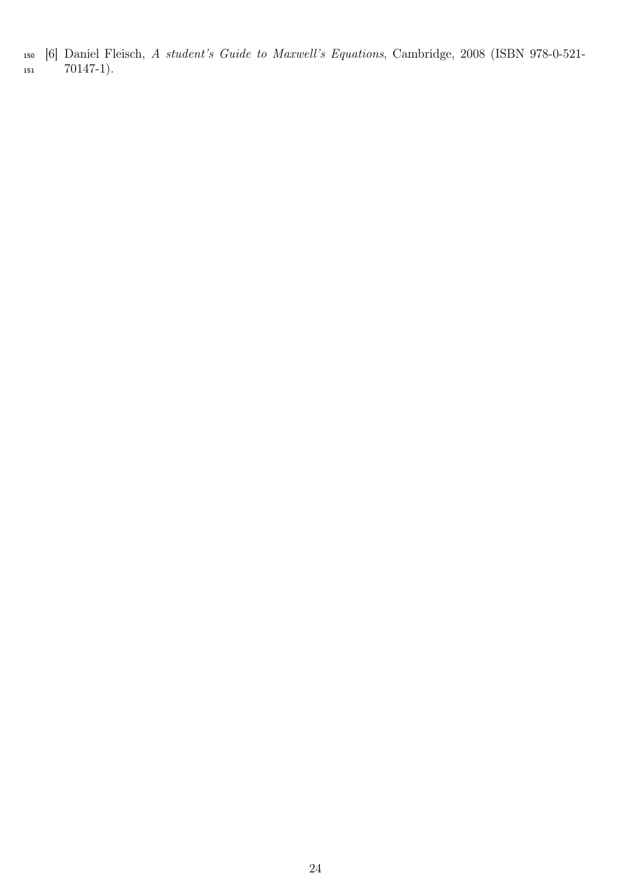[6] Daniel Fleisch, *A student's Guide to Maxwell's Equations*, Cambridge, 2008 (ISBN 978-0-521-70147-1).